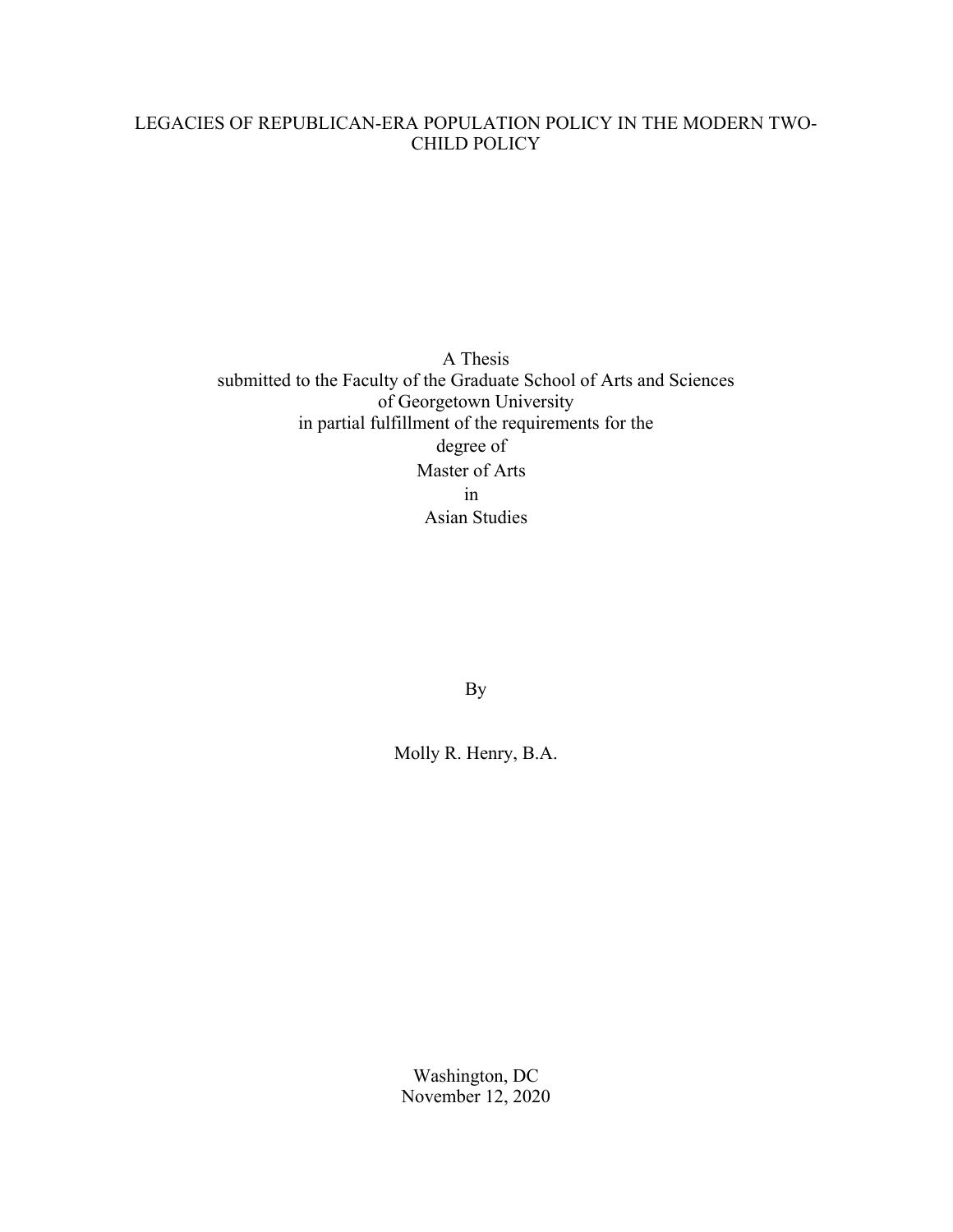# LEGACIES OF REPUBLICAN-ERA POPULATION POLICY IN THE MODERN TWO-CHILD POLICY

A Thesis
submitted to the Faculty of the Graduate School of Arts and Sciences
of Georgetown University
in partial fulfillment of the requirements for the
degree of
Master of Arts
in
Asian Studies

By

Molly R. Henry, B.A.

Washington, DC
November 12, 2020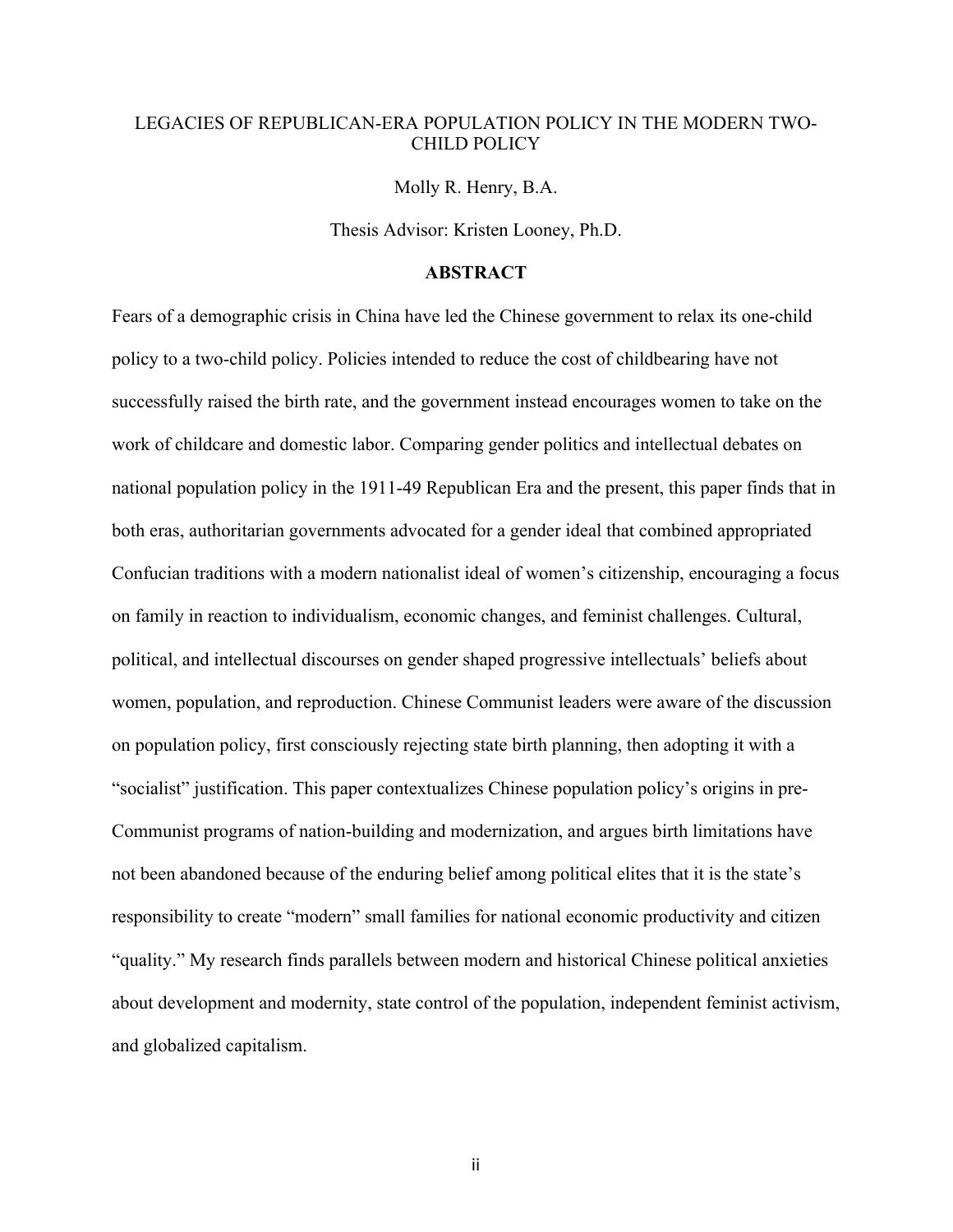LEGACIES OF REPUBLICAN-ERA POPULATION POLICY IN THE MODERN TWO-CHILD POLICY

Molly R. Henry, B.A.

Thesis Advisor: Kristen Looney, Ph.D.

## ABSTRACT

Fears of a demographic crisis in China have led the Chinese government to relax its one-child policy to a two-child policy. Policies intended to reduce the cost of childbearing have not successfully raised the birth rate, and the government instead encourages women to take on the work of childcare and domestic labor. Comparing gender politics and intellectual debates on national population policy in the 1911-49 Republican Era and the present, this paper finds that in both eras, authoritarian governments advocated for a gender ideal that combined appropriated Confucian traditions with a modern nationalist ideal of women's citizenship, encouraging a focus on family in reaction to individualism, economic changes, and feminist challenges. Cultural, political, and intellectual discourses on gender shaped progressive intellectuals' beliefs about women, population, and reproduction. Chinese Communist leaders were aware of the discussion on population policy, first consciously rejecting state birth planning, then adopting it with a "socialist" justification. This paper contextualizes Chinese population policy's origins in pre-Communist programs of nation-building and modernization, and argues birth limitations have not been abandoned because of the enduring belief among political elites that it is the state's responsibility to create "modern" small families for national economic productivity and citizen "quality." My research finds parallels between modern and historical Chinese political anxieties about development and modernity, state control of the population, independent feminist activism, and globalized capitalism.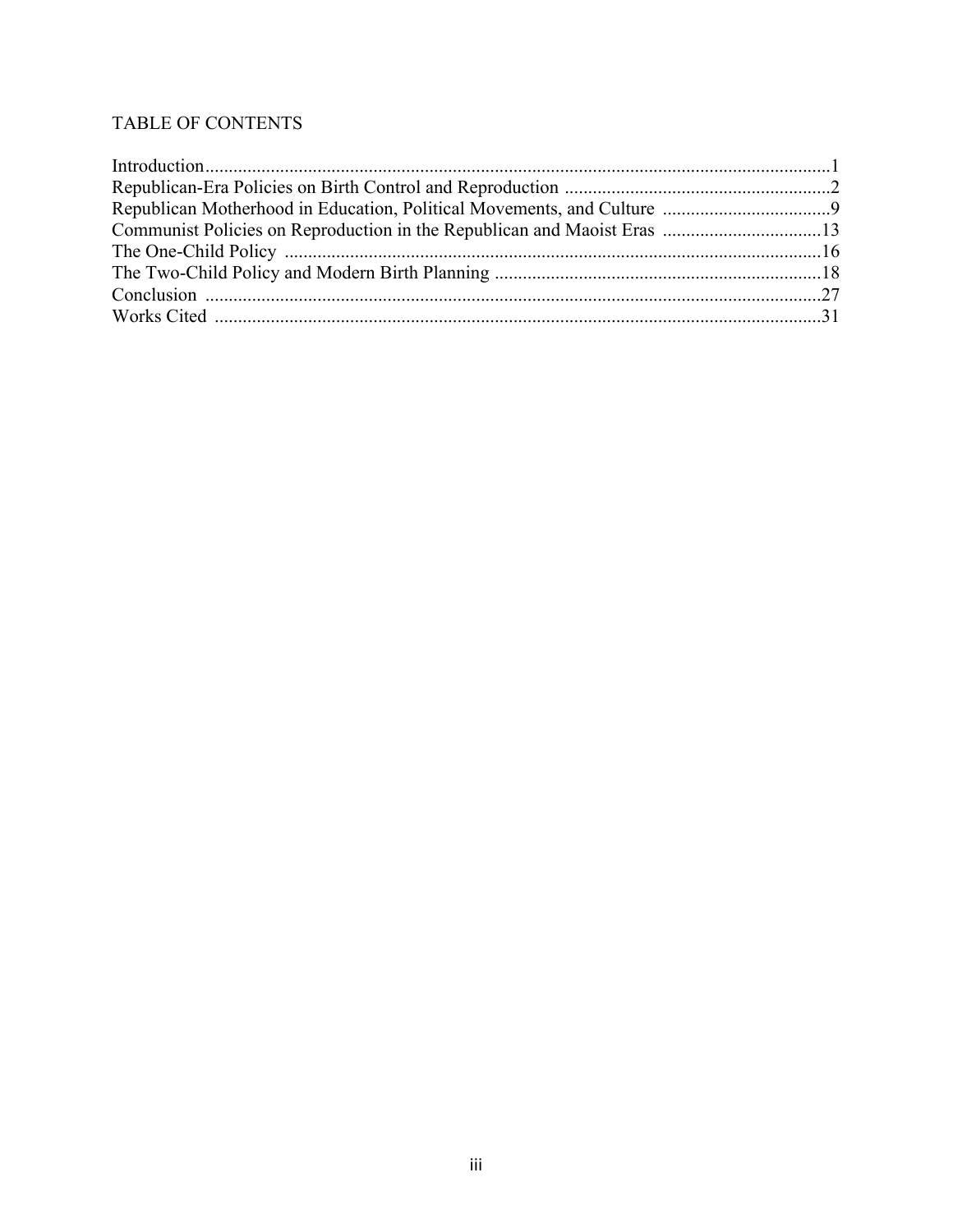# TABLE OF CONTENTS

Introduction......................................................................................................................1
Republican-Era Policies on Birth Control and Reproduction .........................................................2
Republican Motherhood in Education, Political Movements, and Culture ....................................9
Communist Policies on Reproduction in the Republican and Maoist Eras ..................................13
The One-Child Policy ..................................................................................................16
The Two-Child Policy and Modern Birth Planning ......................................................................18
Conclusion ....................................................................................................................27
Works Cited ..................................................................................................................31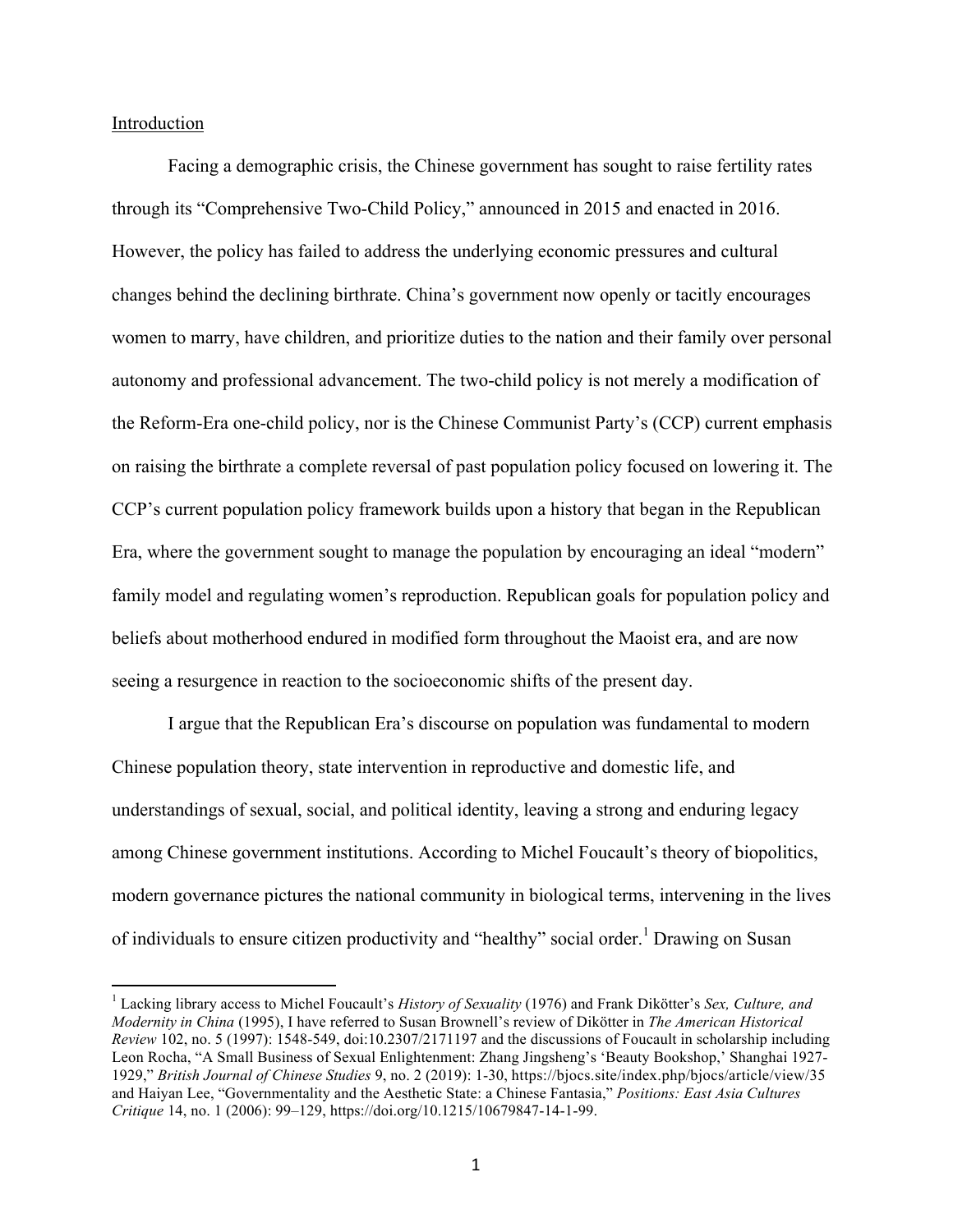Introduction

Facing a demographic crisis, the Chinese government has sought to raise fertility rates through its "Comprehensive Two-Child Policy," announced in 2015 and enacted in 2016. However, the policy has failed to address the underlying economic pressures and cultural changes behind the declining birthrate. China's government now openly or tacitly encourages women to marry, have children, and prioritize duties to the nation and their family over personal autonomy and professional advancement. The two-child policy is not merely a modification of the Reform-Era one-child policy, nor is the Chinese Communist Party's (CCP) current emphasis on raising the birthrate a complete reversal of past population policy focused on lowering it. The CCP's current population policy framework builds upon a history that began in the Republican Era, where the government sought to manage the population by encouraging an ideal "modern" family model and regulating women's reproduction. Republican goals for population policy and beliefs about motherhood endured in modified form throughout the Maoist era, and are now seeing a resurgence in reaction to the socioeconomic shifts of the present day.

I argue that the Republican Era's discourse on population was fundamental to modern Chinese population theory, state intervention in reproductive and domestic life, and understandings of sexual, social, and political identity, leaving a strong and enduring legacy among Chinese government institutions. According to Michel Foucault's theory of biopolitics, modern governance pictures the national community in biological terms, intervening in the lives of individuals to ensure citizen productivity and "healthy" social order.[1] Drawing on Susan

[1] Lacking library access to Michel Foucault's *History of Sexuality* (1976) and Frank Dikötter's *Sex, Culture, and Modernity in China* (1995), I have referred to Susan Brownell's review of Dikötter in *The American Historical Review* 102, no. 5 (1997): 1548-549, doi:10.2307/2171197 and the discussions of Foucault in scholarship including Leon Rocha, "A Small Business of Sexual Enlightenment: Zhang Jingsheng's 'Beauty Bookshop,' Shanghai 1927-1929," *British Journal of Chinese Studies* 9, no. 2 (2019): 1-30, https://bjocs.site/index.php/bjocs/article/view/35 and Haiyan Lee, "Governmentality and the Aesthetic State: a Chinese Fantasia," *Positions: East Asia Cultures Critique* 14, no. 1 (2006): 99–129, https://doi.org/10.1215/10679847-14-1-99.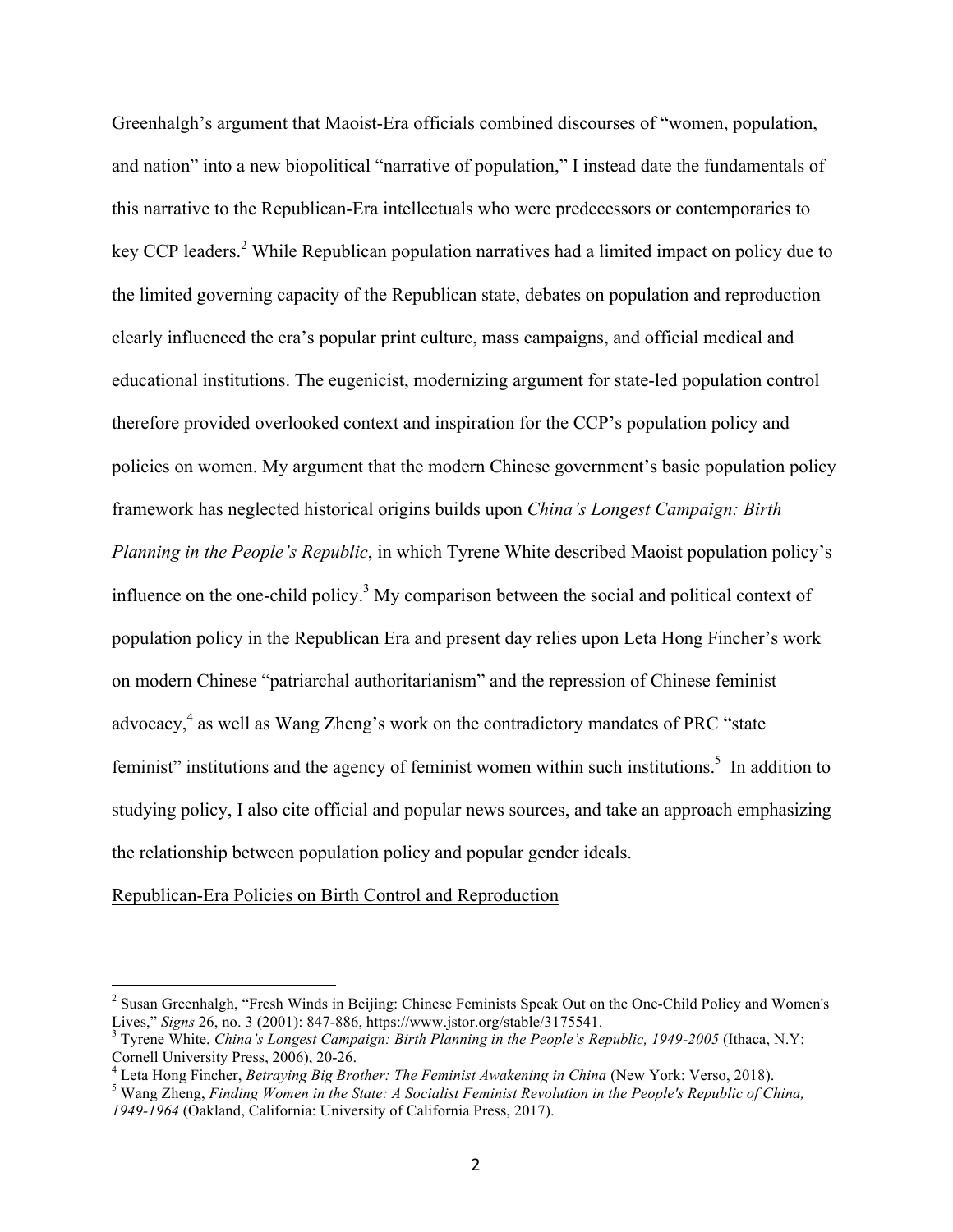Greenhalgh's argument that Maoist-Era officials combined discourses of "women, population, and nation" into a new biopolitical "narrative of population," I instead date the fundamentals of this narrative to the Republican-Era intellectuals who were predecessors or contemporaries to key CCP leaders.[2] While Republican population narratives had a limited impact on policy due to the limited governing capacity of the Republican state, debates on population and reproduction clearly influenced the era's popular print culture, mass campaigns, and official medical and educational institutions. The eugenicist, modernizing argument for state-led population control therefore provided overlooked context and inspiration for the CCP's population policy and policies on women. My argument that the modern Chinese government's basic population policy framework has neglected historical origins builds upon *China's Longest Campaign: Birth Planning in the People's Republic*, in which Tyrene White described Maoist population policy's influence on the one-child policy.[3] My comparison between the social and political context of population policy in the Republican Era and present day relies upon Leta Hong Fincher's work on modern Chinese "patriarchal authoritarianism" and the repression of Chinese feminist advocacy,[4] as well as Wang Zheng's work on the contradictory mandates of PRC "state feminist" institutions and the agency of feminist women within such institutions.[5] In addition to studying policy, I also cite official and popular news sources, and take an approach emphasizing the relationship between population policy and popular gender ideals.

## Republican-Era Policies on Birth Control and Reproduction

---

[2] Susan Greenhalgh, "Fresh Winds in Beijing: Chinese Feminists Speak Out on the One-Child Policy and Women's Lives," *Signs* 26, no. 3 (2001): 847-886, https://www.jstor.org/stable/3175541.

[3] Tyrene White, *China's Longest Campaign: Birth Planning in the People's Republic, 1949-2005* (Ithaca, N.Y: Cornell University Press, 2006), 20-26.

[4] Leta Hong Fincher, *Betraying Big Brother: The Feminist Awakening in China* (New York: Verso, 2018).

[5] Wang Zheng, *Finding Women in the State: A Socialist Feminist Revolution in the People's Republic of China, 1949-1964* (Oakland, California: University of California Press, 2017).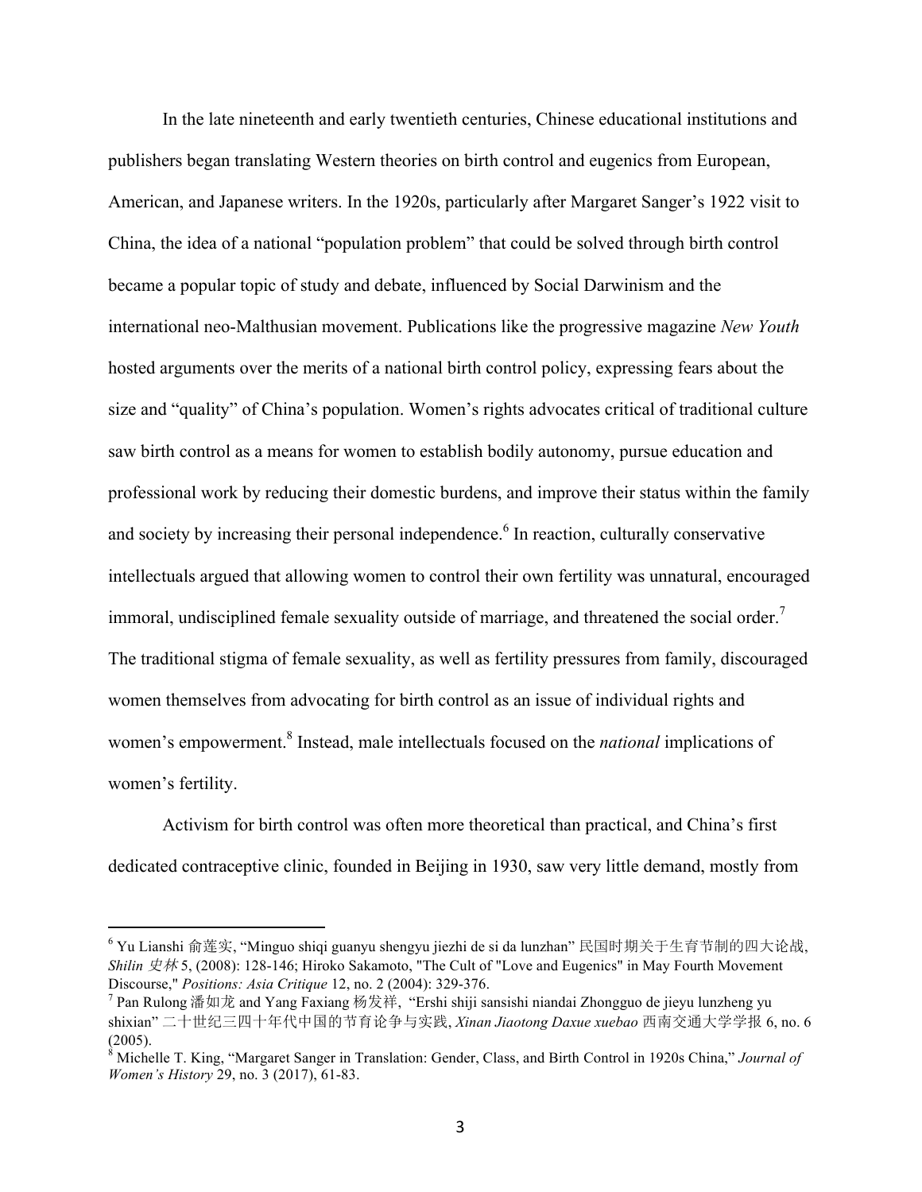In the late nineteenth and early twentieth centuries, Chinese educational institutions and publishers began translating Western theories on birth control and eugenics from European, American, and Japanese writers. In the 1920s, particularly after Margaret Sanger's 1922 visit to China, the idea of a national "population problem" that could be solved through birth control became a popular topic of study and debate, influenced by Social Darwinism and the international neo-Malthusian movement. Publications like the progressive magazine *New Youth* hosted arguments over the merits of a national birth control policy, expressing fears about the size and "quality" of China's population. Women's rights advocates critical of traditional culture saw birth control as a means for women to establish bodily autonomy, pursue education and professional work by reducing their domestic burdens, and improve their status within the family and society by increasing their personal independence.[6] In reaction, culturally conservative intellectuals argued that allowing women to control their own fertility was unnatural, encouraged immoral, undisciplined female sexuality outside of marriage, and threatened the social order.[7] The traditional stigma of female sexuality, as well as fertility pressures from family, discouraged women themselves from advocating for birth control as an issue of individual rights and women's empowerment.[8] Instead, male intellectuals focused on the *national* implications of women's fertility.

Activism for birth control was often more theoretical than practical, and China's first dedicated contraceptive clinic, founded in Beijing in 1930, saw very little demand, mostly from

---

[6] Yu Lianshi 俞莲实, "Minguo shiqi guanyu shengyu jiezhi de si da lunzhan" 民国时期关于生育节制的四大论战, *Shilin 史林* 5, (2008): 128-146; Hiroko Sakamoto, "The Cult of "Love and Eugenics" in May Fourth Movement Discourse," *Positions: Asia Critique* 12, no. 2 (2004): 329-376.

[7] Pan Rulong 潘如龙 and Yang Faxiang 杨发祥, "Ershi shiji sansishi niandai Zhongguo de jieyu lunzheng yu shixian" 二十世纪三四十年代中国的节育论争与实践, *Xinan Jiaotong Daxue xuebao* 西南交通大学学报 6, no. 6 (2005).

[8] Michelle T. King, "Margaret Sanger in Translation: Gender, Class, and Birth Control in 1920s China," *Journal of Women's History* 29, no. 3 (2017), 61-83.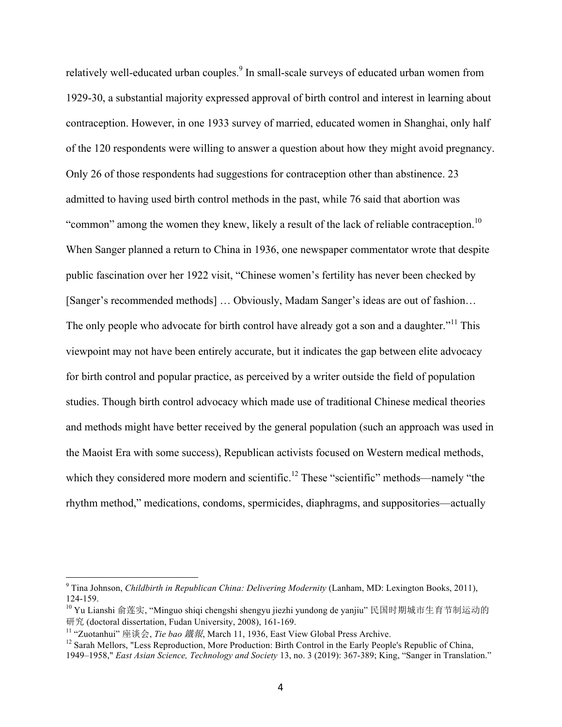relatively well-educated urban couples.[9] In small-scale surveys of educated urban women from 1929-30, a substantial majority expressed approval of birth control and interest in learning about contraception. However, in one 1933 survey of married, educated women in Shanghai, only half of the 120 respondents were willing to answer a question about how they might avoid pregnancy. Only 26 of those respondents had suggestions for contraception other than abstinence. 23 admitted to having used birth control methods in the past, while 76 said that abortion was "common" among the women they knew, likely a result of the lack of reliable contraception.[10] When Sanger planned a return to China in 1936, one newspaper commentator wrote that despite public fascination over her 1922 visit, "Chinese women's fertility has never been checked by [Sanger's recommended methods] … Obviously, Madam Sanger's ideas are out of fashion… The only people who advocate for birth control have already got a son and a daughter."[11] This viewpoint may not have been entirely accurate, but it indicates the gap between elite advocacy for birth control and popular practice, as perceived by a writer outside the field of population studies. Though birth control advocacy which made use of traditional Chinese medical theories and methods might have better received by the general population (such an approach was used in the Maoist Era with some success), Republican activists focused on Western medical methods, which they considered more modern and scientific.[12] These "scientific" methods—namely "the rhythm method," medications, condoms, spermicides, diaphragms, and suppositories—actually

---

[9] Tina Johnson, *Childbirth in Republican China: Delivering Modernity* (Lanham, MD: Lexington Books, 2011), 124-159.

[10] Yu Lianshi 俞莲实, "Minguo shiqi chengshi shengyu jiezhi yundong de yanjiu" 民国时期城市生育节制运动的研究 (doctoral dissertation, Fudan University, 2008), 161-169.

[11] "Zuotanhui" 座谈会, *Tie bao 鐵報*, March 11, 1936, East View Global Press Archive.

[12] Sarah Mellors, "Less Reproduction, More Production: Birth Control in the Early People's Republic of China, 1949–1958," *East Asian Science, Technology and Society* 13, no. 3 (2019): 367-389; King, "Sanger in Translation."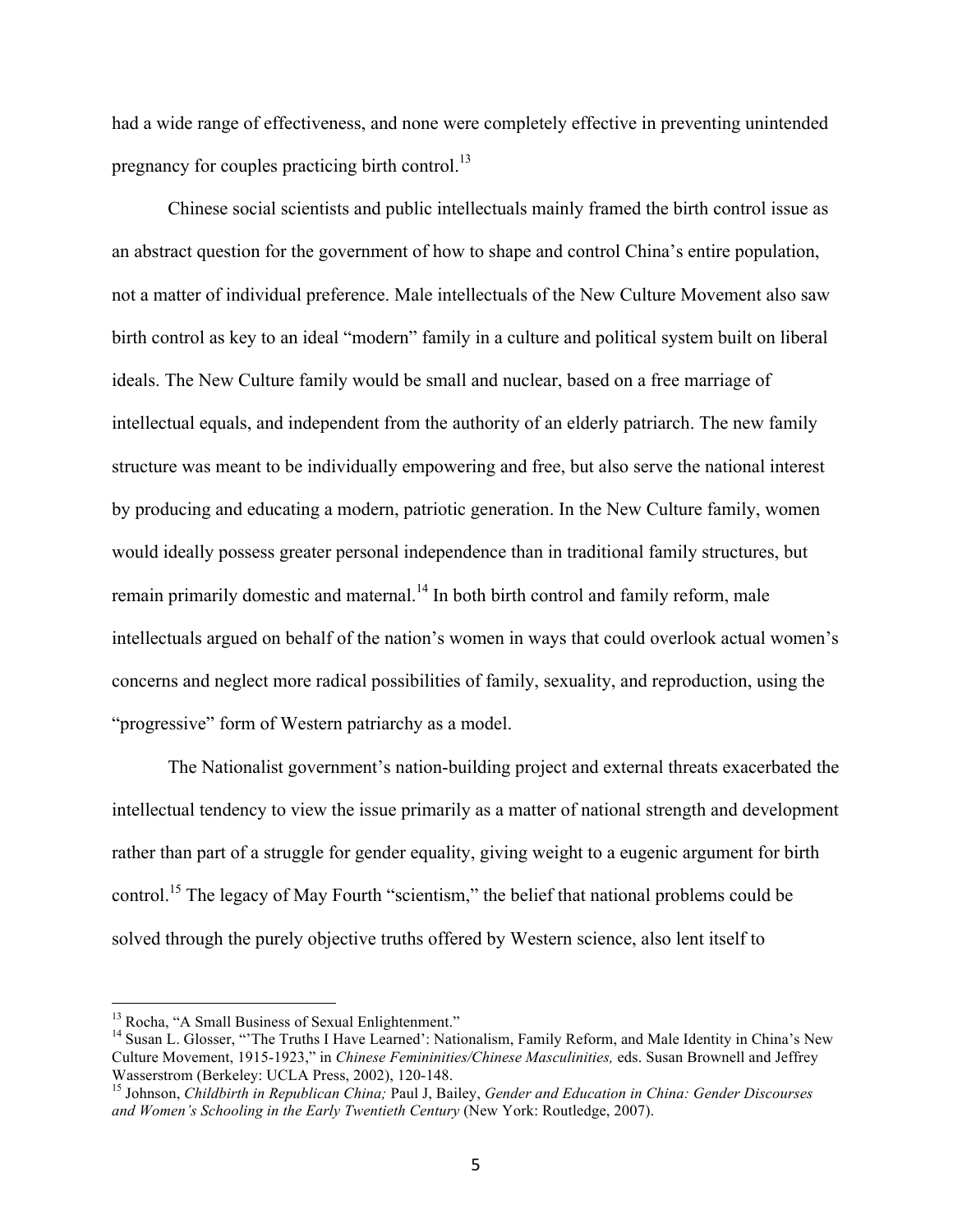had a wide range of effectiveness, and none were completely effective in preventing unintended pregnancy for couples practicing birth control.[13]

Chinese social scientists and public intellectuals mainly framed the birth control issue as an abstract question for the government of how to shape and control China's entire population, not a matter of individual preference. Male intellectuals of the New Culture Movement also saw birth control as key to an ideal "modern" family in a culture and political system built on liberal ideals. The New Culture family would be small and nuclear, based on a free marriage of intellectual equals, and independent from the authority of an elderly patriarch. The new family structure was meant to be individually empowering and free, but also serve the national interest by producing and educating a modern, patriotic generation. In the New Culture family, women would ideally possess greater personal independence than in traditional family structures, but remain primarily domestic and maternal.[14] In both birth control and family reform, male intellectuals argued on behalf of the nation's women in ways that could overlook actual women's concerns and neglect more radical possibilities of family, sexuality, and reproduction, using the "progressive" form of Western patriarchy as a model.

The Nationalist government's nation-building project and external threats exacerbated the intellectual tendency to view the issue primarily as a matter of national strength and development rather than part of a struggle for gender equality, giving weight to a eugenic argument for birth control.[15] The legacy of May Fourth "scientism," the belief that national problems could be solved through the purely objective truths offered by Western science, also lent itself to

---

[13] Rocha, "A Small Business of Sexual Enlightenment."

[14] Susan L. Glosser, "'The Truths I Have Learned': Nationalism, Family Reform, and Male Identity in China's New Culture Movement, 1915-1923," in *Chinese Femininities/Chinese Masculinities,* eds. Susan Brownell and Jeffrey Wasserstrom (Berkeley: UCLA Press, 2002), 120-148.

[15] Johnson, *Childbirth in Republican China;* Paul J, Bailey, *Gender and Education in China: Gender Discourses and Women's Schooling in the Early Twentieth Century* (New York: Routledge, 2007).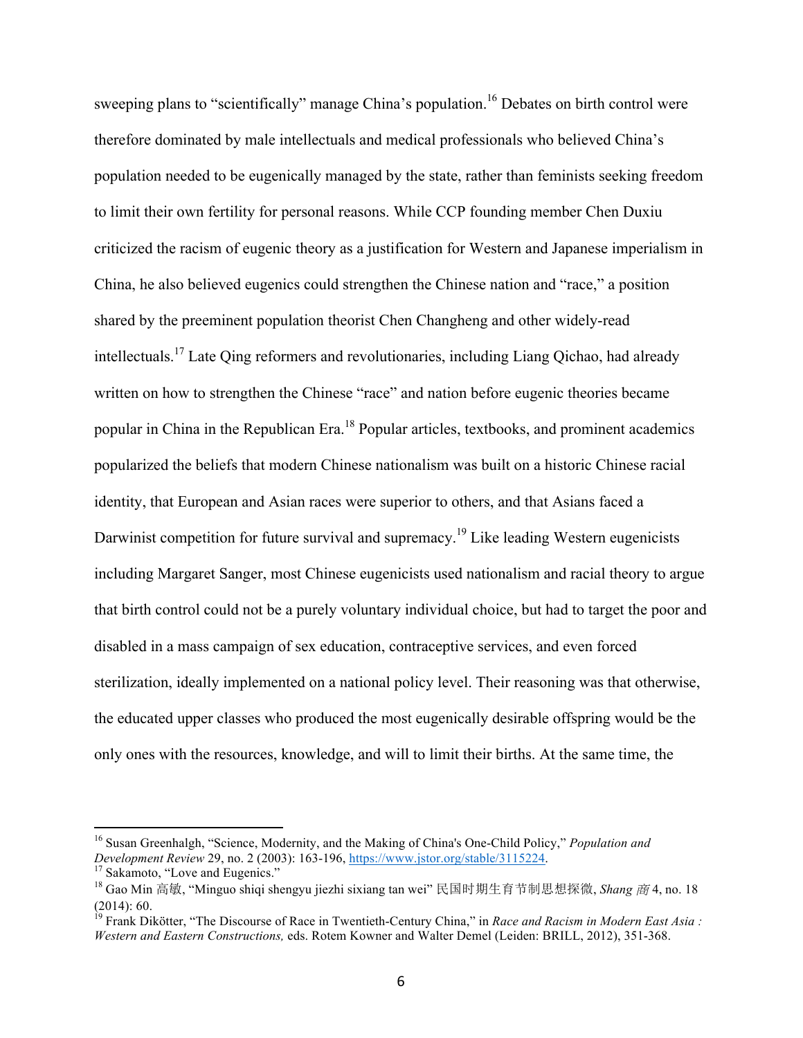sweeping plans to "scientifically" manage China's population.[16] Debates on birth control were therefore dominated by male intellectuals and medical professionals who believed China's population needed to be eugenically managed by the state, rather than feminists seeking freedom to limit their own fertility for personal reasons. While CCP founding member Chen Duxiu criticized the racism of eugenic theory as a justification for Western and Japanese imperialism in China, he also believed eugenics could strengthen the Chinese nation and "race," a position shared by the preeminent population theorist Chen Changheng and other widely-read intellectuals.[17] Late Qing reformers and revolutionaries, including Liang Qichao, had already written on how to strengthen the Chinese "race" and nation before eugenic theories became popular in China in the Republican Era.[18] Popular articles, textbooks, and prominent academics popularized the beliefs that modern Chinese nationalism was built on a historic Chinese racial identity, that European and Asian races were superior to others, and that Asians faced a Darwinist competition for future survival and supremacy.[19] Like leading Western eugenicists including Margaret Sanger, most Chinese eugenicists used nationalism and racial theory to argue that birth control could not be a purely voluntary individual choice, but had to target the poor and disabled in a mass campaign of sex education, contraceptive services, and even forced sterilization, ideally implemented on a national policy level. Their reasoning was that otherwise, the educated upper classes who produced the most eugenically desirable offspring would be the only ones with the resources, knowledge, and will to limit their births. At the same time, the

---

[16] Susan Greenhalgh, "Science, Modernity, and the Making of China's One-Child Policy," *Population and Development Review* 29, no. 2 (2003): 163-196, https://www.jstor.org/stable/3115224.

[17] Sakamoto, "Love and Eugenics."

[18] Gao Min 高敏, "Minguo shiqi shengyu jiezhi sixiang tan wei" 民国时期生育节制思想探微, *Shang 商* 4, no. 18 (2014): 60.

[19] Frank Dikötter, "The Discourse of Race in Twentieth-Century China," in *Race and Racism in Modern East Asia : Western and Eastern Constructions,* eds. Rotem Kowner and Walter Demel (Leiden: BRILL, 2012), 351-368.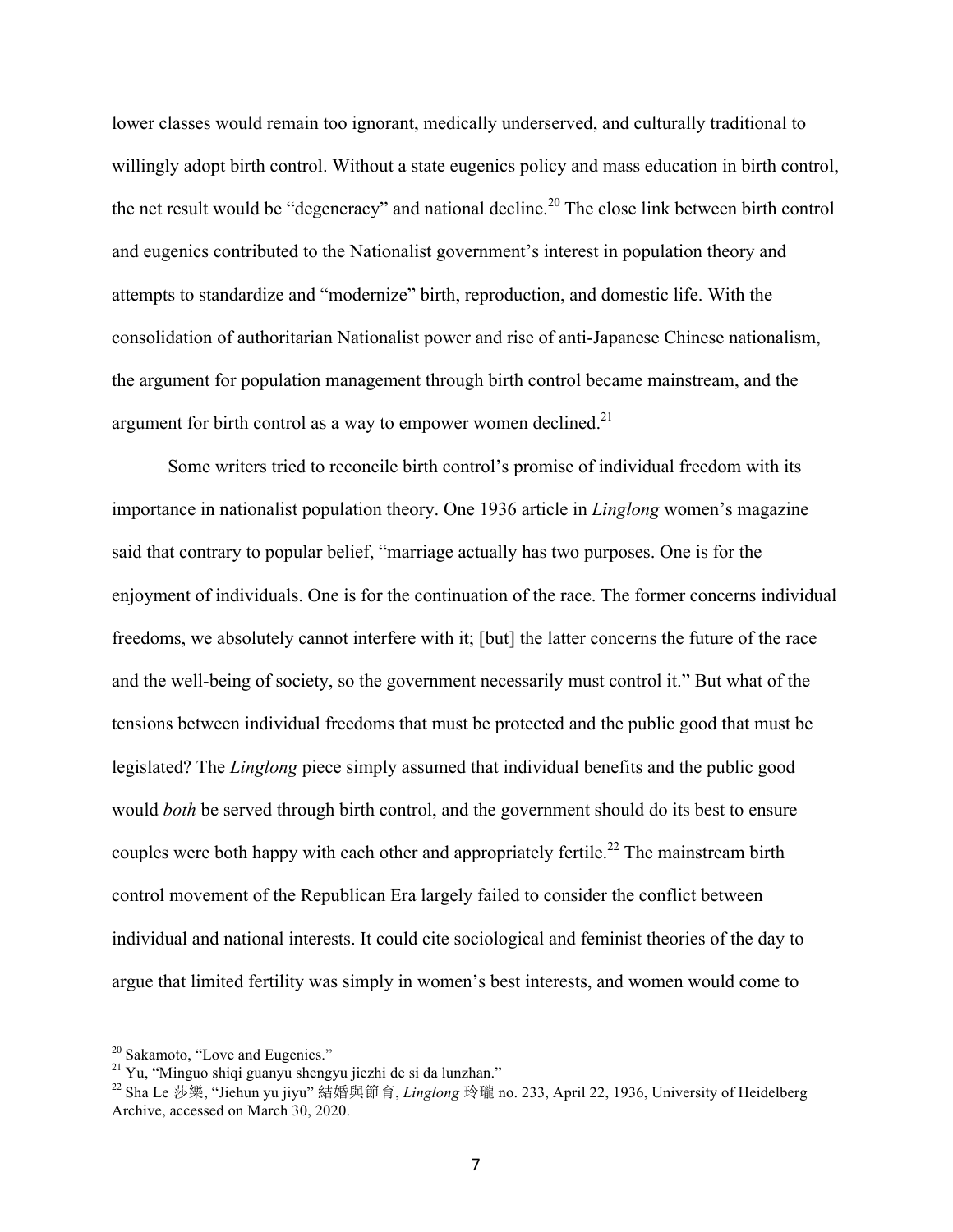lower classes would remain too ignorant, medically underserved, and culturally traditional to willingly adopt birth control. Without a state eugenics policy and mass education in birth control, the net result would be "degeneracy" and national decline.[20] The close link between birth control and eugenics contributed to the Nationalist government's interest in population theory and attempts to standardize and "modernize" birth, reproduction, and domestic life. With the consolidation of authoritarian Nationalist power and rise of anti-Japanese Chinese nationalism, the argument for population management through birth control became mainstream, and the argument for birth control as a way to empower women declined.[21]

Some writers tried to reconcile birth control's promise of individual freedom with its importance in nationalist population theory. One 1936 article in *Linglong* women's magazine said that contrary to popular belief, "marriage actually has two purposes. One is for the enjoyment of individuals. One is for the continuation of the race. The former concerns individual freedoms, we absolutely cannot interfere with it; [but] the latter concerns the future of the race and the well-being of society, so the government necessarily must control it." But what of the tensions between individual freedoms that must be protected and the public good that must be legislated? The *Linglong* piece simply assumed that individual benefits and the public good would *both* be served through birth control, and the government should do its best to ensure couples were both happy with each other and appropriately fertile.[22] The mainstream birth control movement of the Republican Era largely failed to consider the conflict between individual and national interests. It could cite sociological and feminist theories of the day to argue that limited fertility was simply in women's best interests, and women would come to

---

[20] Sakamoto, "Love and Eugenics."

[21] Yu, "Minguo shiqi guanyu shengyu jiezhi de si da lunzhan."

[22] Sha Le 莎樂, "Jiehun yu jiyu" 結婚與節育, *Linglong* 玲瓏 no. 233, April 22, 1936, University of Heidelberg Archive, accessed on March 30, 2020.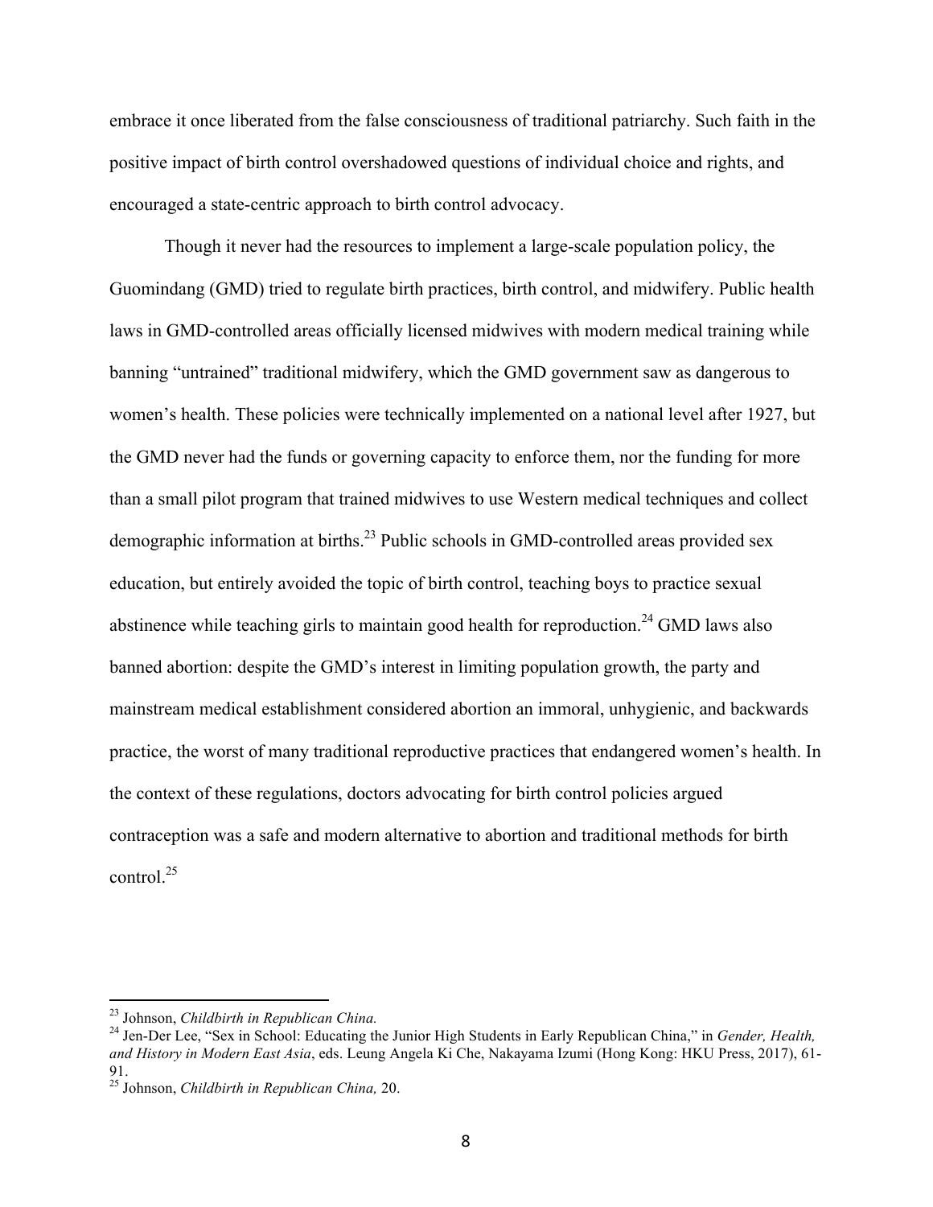embrace it once liberated from the false consciousness of traditional patriarchy. Such faith in the positive impact of birth control overshadowed questions of individual choice and rights, and encouraged a state-centric approach to birth control advocacy.

Though it never had the resources to implement a large-scale population policy, the Guomindang (GMD) tried to regulate birth practices, birth control, and midwifery. Public health laws in GMD-controlled areas officially licensed midwives with modern medical training while banning "untrained" traditional midwifery, which the GMD government saw as dangerous to women's health. These policies were technically implemented on a national level after 1927, but the GMD never had the funds or governing capacity to enforce them, nor the funding for more than a small pilot program that trained midwives to use Western medical techniques and collect demographic information at births.[23] Public schools in GMD-controlled areas provided sex education, but entirely avoided the topic of birth control, teaching boys to practice sexual abstinence while teaching girls to maintain good health for reproduction.[24] GMD laws also banned abortion: despite the GMD's interest in limiting population growth, the party and mainstream medical establishment considered abortion an immoral, unhygienic, and backwards practice, the worst of many traditional reproductive practices that endangered women's health. In the context of these regulations, doctors advocating for birth control policies argued contraception was a safe and modern alternative to abortion and traditional methods for birth control.[25]

---

[23] Johnson, *Childbirth in Republican China.*

[24] Jen-Der Lee, "Sex in School: Educating the Junior High Students in Early Republican China," in *Gender, Health, and History in Modern East Asia*, eds. Leung Angela Ki Che, Nakayama Izumi (Hong Kong: HKU Press, 2017), 61-91.

[25] Johnson, *Childbirth in Republican China,* 20.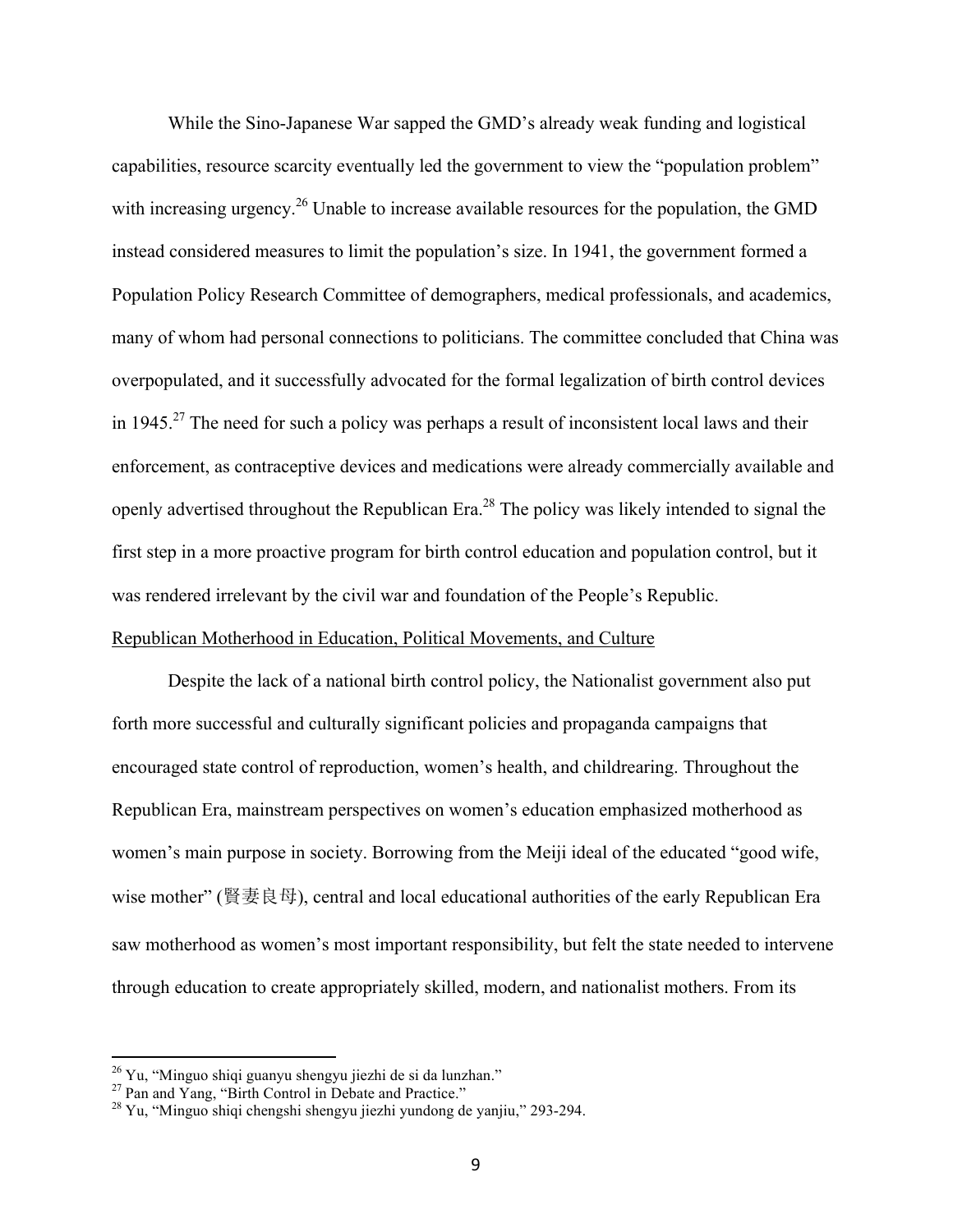While the Sino-Japanese War sapped the GMD's already weak funding and logistical capabilities, resource scarcity eventually led the government to view the "population problem" with increasing urgency.[26] Unable to increase available resources for the population, the GMD instead considered measures to limit the population's size. In 1941, the government formed a Population Policy Research Committee of demographers, medical professionals, and academics, many of whom had personal connections to politicians. The committee concluded that China was overpopulated, and it successfully advocated for the formal legalization of birth control devices in 1945.[27] The need for such a policy was perhaps a result of inconsistent local laws and their enforcement, as contraceptive devices and medications were already commercially available and openly advertised throughout the Republican Era.[28] The policy was likely intended to signal the first step in a more proactive program for birth control education and population control, but it was rendered irrelevant by the civil war and foundation of the People's Republic.

<u>Republican Motherhood in Education, Political Movements, and Culture</u>

Despite the lack of a national birth control policy, the Nationalist government also put forth more successful and culturally significant policies and propaganda campaigns that encouraged state control of reproduction, women's health, and childrearing. Throughout the Republican Era, mainstream perspectives on women's education emphasized motherhood as women's main purpose in society. Borrowing from the Meiji ideal of the educated "good wife, wise mother" (賢妻良母), central and local educational authorities of the early Republican Era saw motherhood as women's most important responsibility, but felt the state needed to intervene through education to create appropriately skilled, modern, and nationalist mothers. From its

---

[26] Yu, "Minguo shiqi guanyu shengyu jiezhi de si da lunzhan."

[27] Pan and Yang, "Birth Control in Debate and Practice."

[28] Yu, "Minguo shiqi chengshi shengyu jiezhi yundong de yanjiu," 293-294.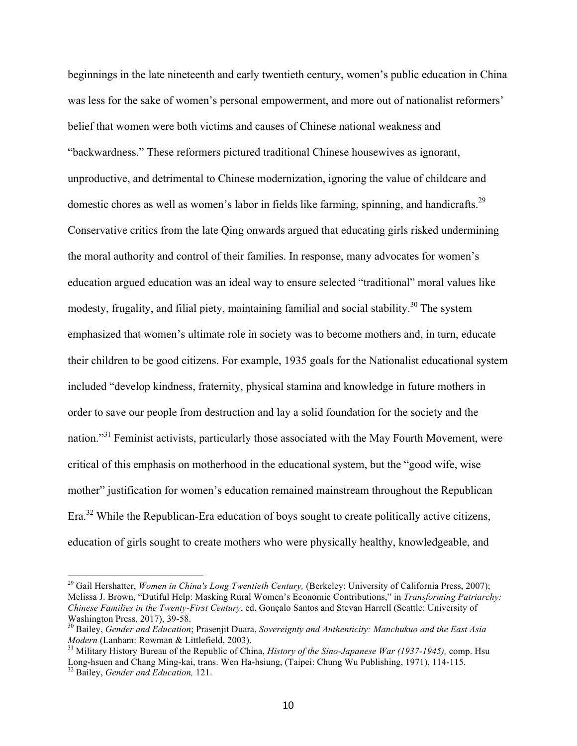beginnings in the late nineteenth and early twentieth century, women's public education in China was less for the sake of women's personal empowerment, and more out of nationalist reformers' belief that women were both victims and causes of Chinese national weakness and "backwardness." These reformers pictured traditional Chinese housewives as ignorant, unproductive, and detrimental to Chinese modernization, ignoring the value of childcare and domestic chores as well as women's labor in fields like farming, spinning, and handicrafts.[29] Conservative critics from the late Qing onwards argued that educating girls risked undermining the moral authority and control of their families. In response, many advocates for women's education argued education was an ideal way to ensure selected "traditional" moral values like modesty, frugality, and filial piety, maintaining familial and social stability.[30] The system emphasized that women's ultimate role in society was to become mothers and, in turn, educate their children to be good citizens. For example, 1935 goals for the Nationalist educational system included "develop kindness, fraternity, physical stamina and knowledge in future mothers in order to save our people from destruction and lay a solid foundation for the society and the nation."[31] Feminist activists, particularly those associated with the May Fourth Movement, were critical of this emphasis on motherhood in the educational system, but the "good wife, wise mother" justification for women's education remained mainstream throughout the Republican Era.[32] While the Republican-Era education of boys sought to create politically active citizens, education of girls sought to create mothers who were physically healthy, knowledgeable, and

---

[29] Gail Hershatter, *Women in China's Long Twentieth Century,* (Berkeley: University of California Press, 2007); Melissa J. Brown, "Dutiful Help: Masking Rural Women's Economic Contributions," in *Transforming Patriarchy: Chinese Families in the Twenty-First Century*, ed. Gonçalo Santos and Stevan Harrell (Seattle: University of Washington Press, 2017), 39-58.

[30] Bailey, *Gender and Education*; Prasenjit Duara, *Sovereignty and Authenticity: Manchukuo and the East Asia Modern* (Lanham: Rowman & Littlefield, 2003).

[31] Military History Bureau of the Republic of China, *History of the Sino-Japanese War (1937-1945),* comp. Hsu Long-hsuen and Chang Ming-kai, trans. Wen Ha-hsiung, (Taipei: Chung Wu Publishing, 1971), 114-115.

[32] Bailey, *Gender and Education,* 121.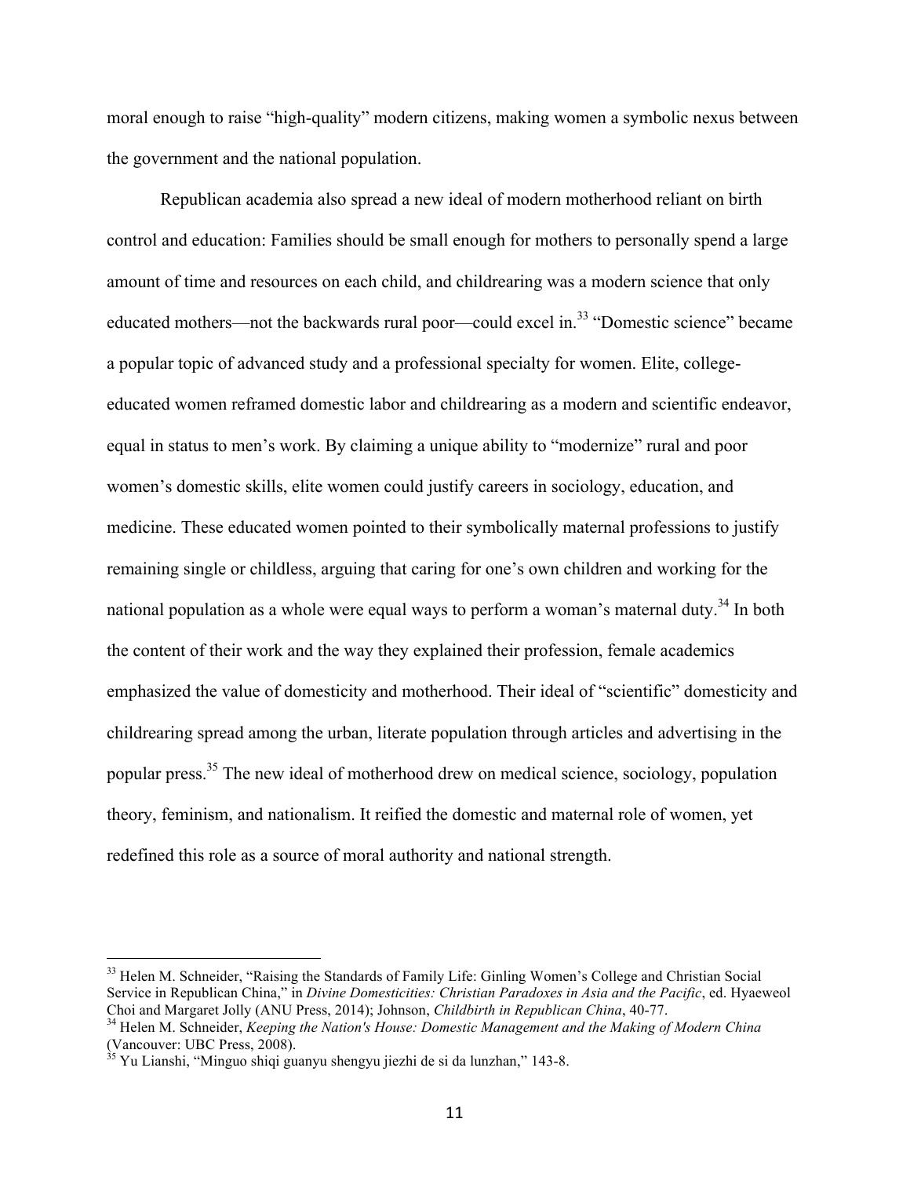moral enough to raise “high-quality” modern citizens, making women a symbolic nexus between the government and the national population.

Republican academia also spread a new ideal of modern motherhood reliant on birth control and education: Families should be small enough for mothers to personally spend a large amount of time and resources on each child, and childrearing was a modern science that only educated mothers—not the backwards rural poor—could excel in.[33] “Domestic science” became a popular topic of advanced study and a professional specialty for women. Elite, college-educated women reframed domestic labor and childrearing as a modern and scientific endeavor, equal in status to men’s work. By claiming a unique ability to “modernize” rural and poor women’s domestic skills, elite women could justify careers in sociology, education, and medicine. These educated women pointed to their symbolically maternal professions to justify remaining single or childless, arguing that caring for one’s own children and working for the national population as a whole were equal ways to perform a woman’s maternal duty.[34] In both the content of their work and the way they explained their profession, female academics emphasized the value of domesticity and motherhood. Their ideal of “scientific” domesticity and childrearing spread among the urban, literate population through articles and advertising in the popular press.[35] The new ideal of motherhood drew on medical science, sociology, population theory, feminism, and nationalism. It reified the domestic and maternal role of women, yet redefined this role as a source of moral authority and national strength.

---

[33] Helen M. Schneider, “Raising the Standards of Family Life: Ginling Women’s College and Christian Social Service in Republican China,” in *Divine Domesticities: Christian Paradoxes in Asia and the Pacific*, ed. Hyaeweol Choi and Margaret Jolly (ANU Press, 2014); Johnson, *Childbirth in Republican China*, 40-77.

[34] Helen M. Schneider, *Keeping the Nation's House: Domestic Management and the Making of Modern China* (Vancouver: UBC Press, 2008).

[35] Yu Lianshi, “Minguo shiqi guanyu shengyu jiezhi de si da lunzhan,” 143-8.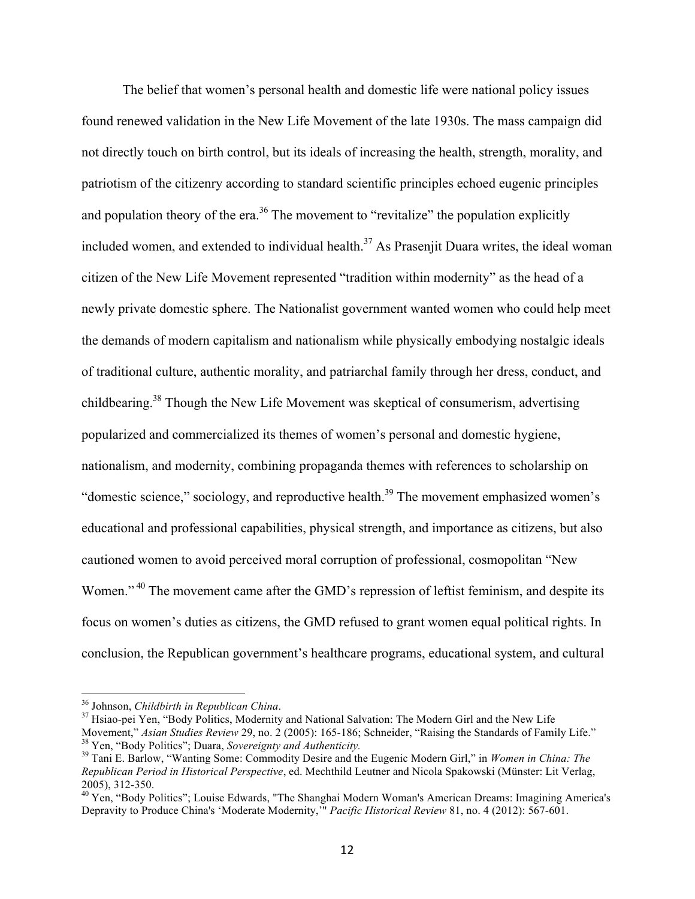The belief that women's personal health and domestic life were national policy issues found renewed validation in the New Life Movement of the late 1930s. The mass campaign did not directly touch on birth control, but its ideals of increasing the health, strength, morality, and patriotism of the citizenry according to standard scientific principles echoed eugenic principles and population theory of the era.[36] The movement to "revitalize" the population explicitly included women, and extended to individual health.[37] As Prasenjit Duara writes, the ideal woman citizen of the New Life Movement represented "tradition within modernity" as the head of a newly private domestic sphere. The Nationalist government wanted women who could help meet the demands of modern capitalism and nationalism while physically embodying nostalgic ideals of traditional culture, authentic morality, and patriarchal family through her dress, conduct, and childbearing.[38] Though the New Life Movement was skeptical of consumerism, advertising popularized and commercialized its themes of women's personal and domestic hygiene, nationalism, and modernity, combining propaganda themes with references to scholarship on "domestic science," sociology, and reproductive health.[39] The movement emphasized women's educational and professional capabilities, physical strength, and importance as citizens, but also cautioned women to avoid perceived moral corruption of professional, cosmopolitan "New Women."[40] The movement came after the GMD's repression of leftist feminism, and despite its focus on women's duties as citizens, the GMD refused to grant women equal political rights. In conclusion, the Republican government's healthcare programs, educational system, and cultural

---

[36] Johnson, *Childbirth in Republican China*.

[37] Hsiao-pei Yen, "Body Politics, Modernity and National Salvation: The Modern Girl and the New Life Movement," *Asian Studies Review* 29, no. 2 (2005): 165-186; Schneider, "Raising the Standards of Family Life."

[38] Yen, "Body Politics"; Duara, *Sovereignty and Authenticity.*

[39] Tani E. Barlow, "Wanting Some: Commodity Desire and the Eugenic Modern Girl," in *Women in China: The Republican Period in Historical Perspective*, ed. Mechthild Leutner and Nicola Spakowski (Münster: Lit Verlag, 2005), 312-350.

[40] Yen, "Body Politics"; Louise Edwards, "The Shanghai Modern Woman's American Dreams: Imagining America's Depravity to Produce China's 'Moderate Modernity,'" *Pacific Historical Review* 81, no. 4 (2012): 567-601.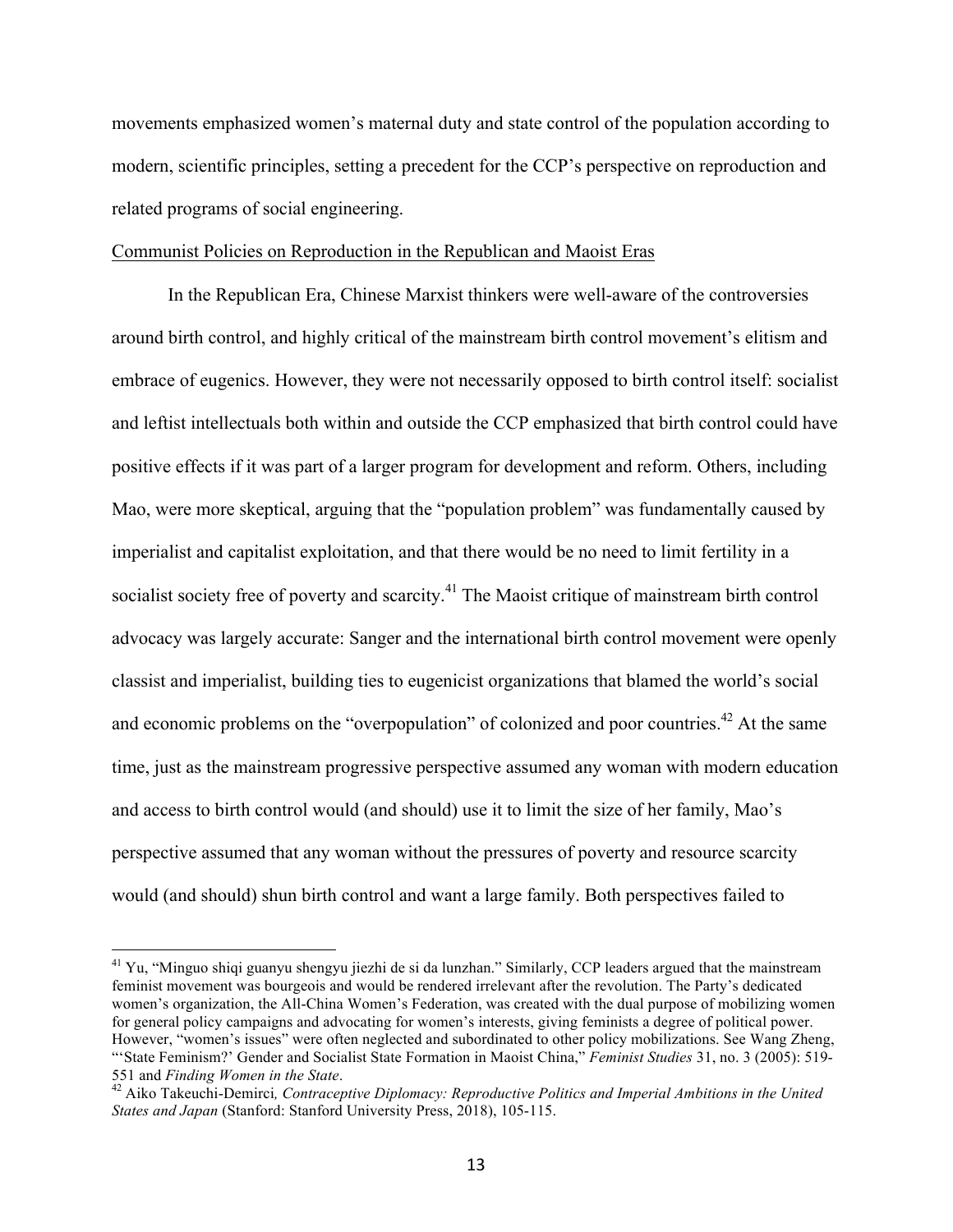movements emphasized women's maternal duty and state control of the population according to modern, scientific principles, setting a precedent for the CCP's perspective on reproduction and related programs of social engineering.

Communist Policies on Reproduction in the Republican and Maoist Eras

In the Republican Era, Chinese Marxist thinkers were well-aware of the controversies around birth control, and highly critical of the mainstream birth control movement's elitism and embrace of eugenics. However, they were not necessarily opposed to birth control itself: socialist and leftist intellectuals both within and outside the CCP emphasized that birth control could have positive effects if it was part of a larger program for development and reform. Others, including Mao, were more skeptical, arguing that the "population problem" was fundamentally caused by imperialist and capitalist exploitation, and that there would be no need to limit fertility in a socialist society free of poverty and scarcity.[41] The Maoist critique of mainstream birth control advocacy was largely accurate: Sanger and the international birth control movement were openly classist and imperialist, building ties to eugenicist organizations that blamed the world's social and economic problems on the "overpopulation" of colonized and poor countries.[42] At the same time, just as the mainstream progressive perspective assumed any woman with modern education and access to birth control would (and should) use it to limit the size of her family, Mao's perspective assumed that any woman without the pressures of poverty and resource scarcity would (and should) shun birth control and want a large family. Both perspectives failed to

---

[41] Yu, "Minguo shiqi guanyu shengyu jiezhi de si da lunzhan." Similarly, CCP leaders argued that the mainstream feminist movement was bourgeois and would be rendered irrelevant after the revolution. The Party's dedicated women's organization, the All-China Women's Federation, was created with the dual purpose of mobilizing women for general policy campaigns and advocating for women's interests, giving feminists a degree of political power. However, "women's issues" were often neglected and subordinated to other policy mobilizations. See Wang Zheng, "'State Feminism?' Gender and Socialist State Formation in Maoist China," *Feminist Studies* 31, no. 3 (2005): 519-551 and *Finding Women in the State*.

[42] Aiko Takeuchi-Demirci*, Contraceptive Diplomacy: Reproductive Politics and Imperial Ambitions in the United States and Japan* (Stanford: Stanford University Press, 2018), 105-115.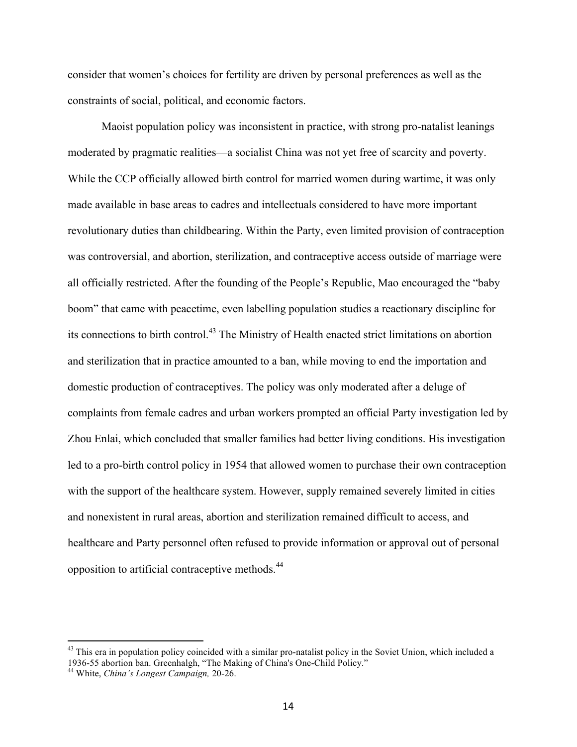consider that women's choices for fertility are driven by personal preferences as well as the constraints of social, political, and economic factors.

Maoist population policy was inconsistent in practice, with strong pro-natalist leanings moderated by pragmatic realities—a socialist China was not yet free of scarcity and poverty. While the CCP officially allowed birth control for married women during wartime, it was only made available in base areas to cadres and intellectuals considered to have more important revolutionary duties than childbearing. Within the Party, even limited provision of contraception was controversial, and abortion, sterilization, and contraceptive access outside of marriage were all officially restricted. After the founding of the People's Republic, Mao encouraged the "baby boom" that came with peacetime, even labelling population studies a reactionary discipline for its connections to birth control.[43] The Ministry of Health enacted strict limitations on abortion and sterilization that in practice amounted to a ban, while moving to end the importation and domestic production of contraceptives. The policy was only moderated after a deluge of complaints from female cadres and urban workers prompted an official Party investigation led by Zhou Enlai, which concluded that smaller families had better living conditions. His investigation led to a pro-birth control policy in 1954 that allowed women to purchase their own contraception with the support of the healthcare system. However, supply remained severely limited in cities and nonexistent in rural areas, abortion and sterilization remained difficult to access, and healthcare and Party personnel often refused to provide information or approval out of personal opposition to artificial contraceptive methods.[44]

---

[43] This era in population policy coincided with a similar pro-natalist policy in the Soviet Union, which included a 1936-55 abortion ban. Greenhalgh, "The Making of China's One-Child Policy."

[44] White, *China's Longest Campaign,* 20-26.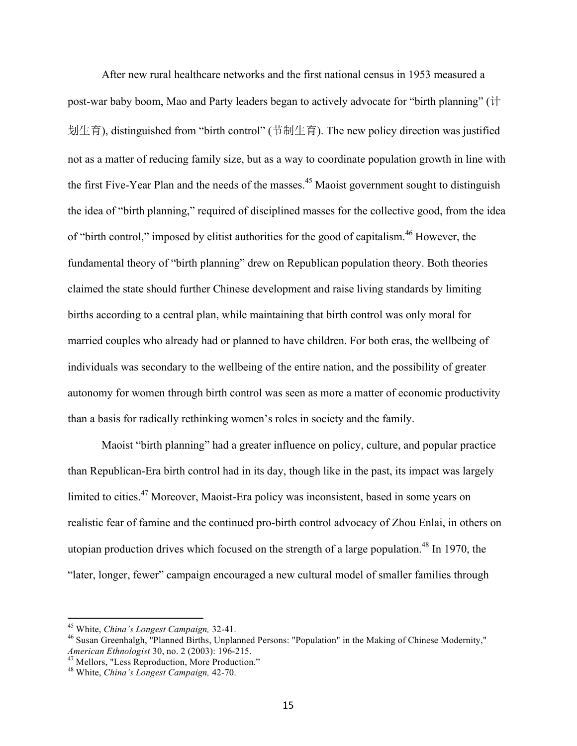After new rural healthcare networks and the first national census in 1953 measured a post-war baby boom, Mao and Party leaders began to actively advocate for "birth planning" (计划生育), distinguished from "birth control" (节制生育). The new policy direction was justified not as a matter of reducing family size, but as a way to coordinate population growth in line with the first Five-Year Plan and the needs of the masses.[45] Maoist government sought to distinguish the idea of "birth planning," required of disciplined masses for the collective good, from the idea of "birth control," imposed by elitist authorities for the good of capitalism.[46] However, the fundamental theory of "birth planning" drew on Republican population theory. Both theories claimed the state should further Chinese development and raise living standards by limiting births according to a central plan, while maintaining that birth control was only moral for married couples who already had or planned to have children. For both eras, the wellbeing of individuals was secondary to the wellbeing of the entire nation, and the possibility of greater autonomy for women through birth control was seen as more a matter of economic productivity than a basis for radically rethinking women's roles in society and the family.

Maoist "birth planning" had a greater influence on policy, culture, and popular practice than Republican-Era birth control had in its day, though like in the past, its impact was largely limited to cities.[47] Moreover, Maoist-Era policy was inconsistent, based in some years on realistic fear of famine and the continued pro-birth control advocacy of Zhou Enlai, in others on utopian production drives which focused on the strength of a large population.[48] In 1970, the "later, longer, fewer" campaign encouraged a new cultural model of smaller families through

---

[45] White, *China's Longest Campaign,* 32-41.

[46] Susan Greenhalgh, "Planned Births, Unplanned Persons: "Population" in the Making of Chinese Modernity," *American Ethnologist* 30, no. 2 (2003): 196-215.

[47] Mellors, "Less Reproduction, More Production."

[48] White, *China's Longest Campaign,* 42-70.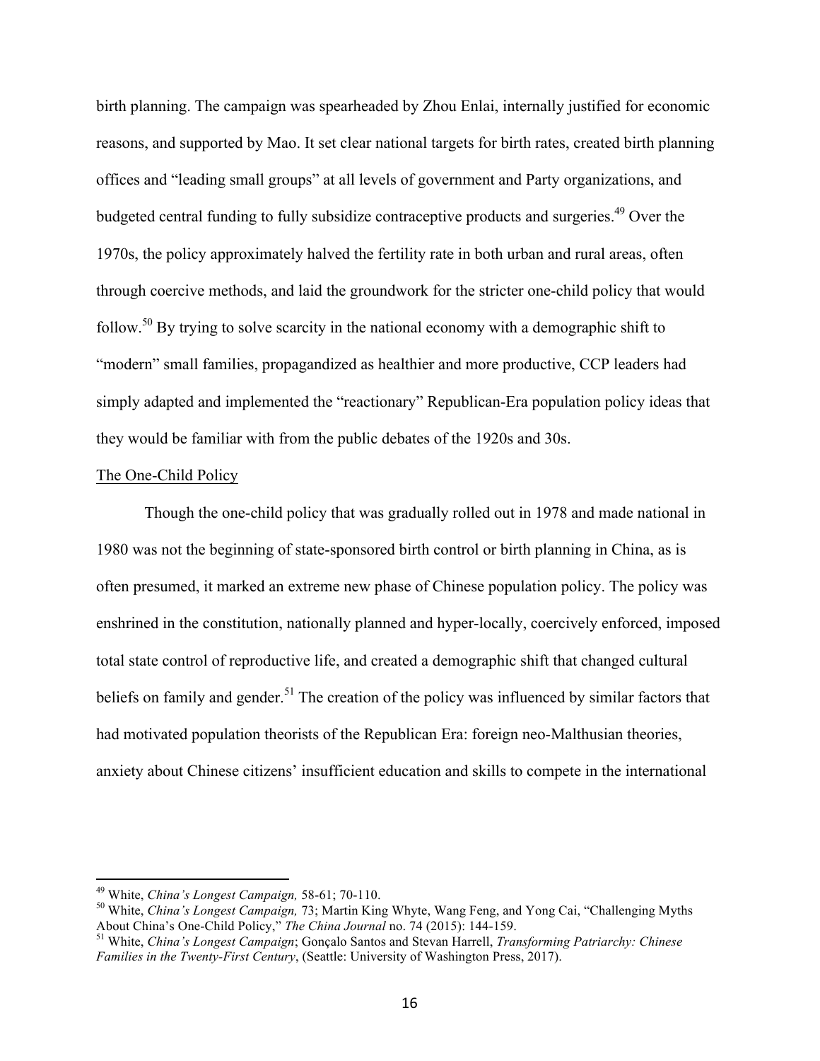birth planning. The campaign was spearheaded by Zhou Enlai, internally justified for economic reasons, and supported by Mao. It set clear national targets for birth rates, created birth planning offices and "leading small groups" at all levels of government and Party organizations, and budgeted central funding to fully subsidize contraceptive products and surgeries.[49] Over the 1970s, the policy approximately halved the fertility rate in both urban and rural areas, often through coercive methods, and laid the groundwork for the stricter one-child policy that would follow.[50] By trying to solve scarcity in the national economy with a demographic shift to "modern" small families, propagandized as healthier and more productive, CCP leaders had simply adapted and implemented the "reactionary" Republican-Era population policy ideas that they would be familiar with from the public debates of the 1920s and 30s.

<u>The One-Child Policy</u>

Though the one-child policy that was gradually rolled out in 1978 and made national in 1980 was not the beginning of state-sponsored birth control or birth planning in China, as is often presumed, it marked an extreme new phase of Chinese population policy. The policy was enshrined in the constitution, nationally planned and hyper-locally, coercively enforced, imposed total state control of reproductive life, and created a demographic shift that changed cultural beliefs on family and gender.[51] The creation of the policy was influenced by similar factors that had motivated population theorists of the Republican Era: foreign neo-Malthusian theories, anxiety about Chinese citizens' insufficient education and skills to compete in the international

---

[49] White, *China's Longest Campaign,* 58-61; 70-110.

[50] White, *China's Longest Campaign,* 73; Martin King Whyte, Wang Feng, and Yong Cai, "Challenging Myths About China's One-Child Policy," *The China Journal* no. 74 (2015): 144-159.

[51] White, *China's Longest Campaign*; Gonçalo Santos and Stevan Harrell, *Transforming Patriarchy: Chinese Families in the Twenty-First Century*, (Seattle: University of Washington Press, 2017).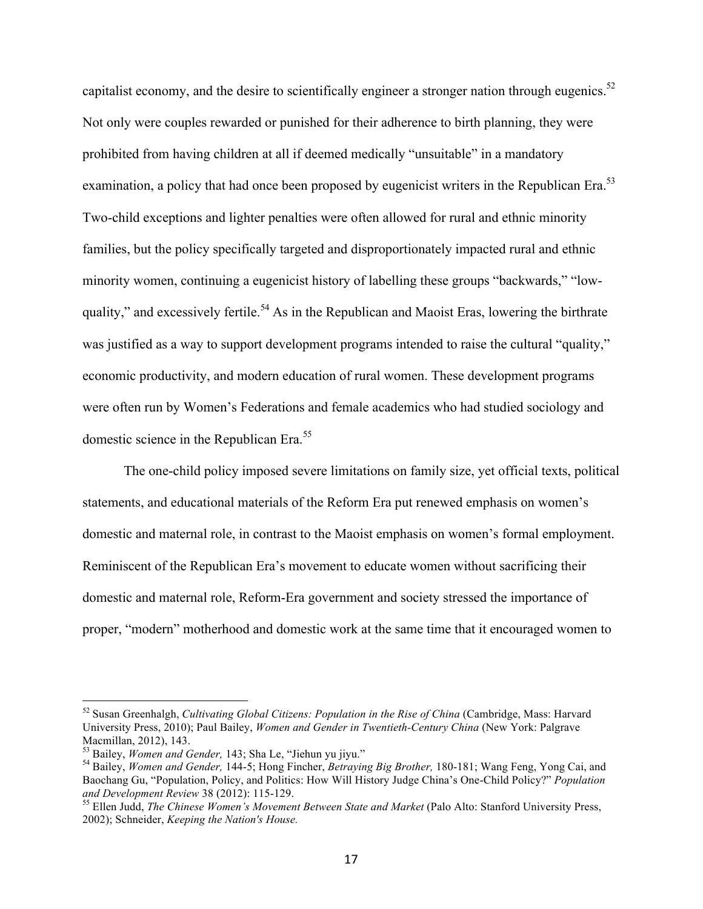capitalist economy, and the desire to scientifically engineer a stronger nation through eugenics.[52] Not only were couples rewarded or punished for their adherence to birth planning, they were prohibited from having children at all if deemed medically "unsuitable" in a mandatory examination, a policy that had once been proposed by eugenicist writers in the Republican Era.[53] Two-child exceptions and lighter penalties were often allowed for rural and ethnic minority families, but the policy specifically targeted and disproportionately impacted rural and ethnic minority women, continuing a eugenicist history of labelling these groups "backwards," "low-quality," and excessively fertile.[54] As in the Republican and Maoist Eras, lowering the birthrate was justified as a way to support development programs intended to raise the cultural "quality," economic productivity, and modern education of rural women. These development programs were often run by Women's Federations and female academics who had studied sociology and domestic science in the Republican Era.[55]

The one-child policy imposed severe limitations on family size, yet official texts, political statements, and educational materials of the Reform Era put renewed emphasis on women's domestic and maternal role, in contrast to the Maoist emphasis on women's formal employment. Reminiscent of the Republican Era's movement to educate women without sacrificing their domestic and maternal role, Reform-Era government and society stressed the importance of proper, "modern" motherhood and domestic work at the same time that it encouraged women to

---

[52] Susan Greenhalgh, *Cultivating Global Citizens: Population in the Rise of China* (Cambridge, Mass: Harvard University Press, 2010); Paul Bailey, *Women and Gender in Twentieth-Century China* (New York: Palgrave Macmillan, 2012), 143.

[53] Bailey, *Women and Gender,* 143; Sha Le, "Jiehun yu jiyu."

[54] Bailey, *Women and Gender,* 144-5; Hong Fincher, *Betraying Big Brother,* 180-181; Wang Feng, Yong Cai, and Baochang Gu, "Population, Policy, and Politics: How Will History Judge China's One-Child Policy?" *Population and Development Review* 38 (2012): 115-129.

[55] Ellen Judd, *The Chinese Women's Movement Between State and Market* (Palo Alto: Stanford University Press, 2002); Schneider, *Keeping the Nation's House.*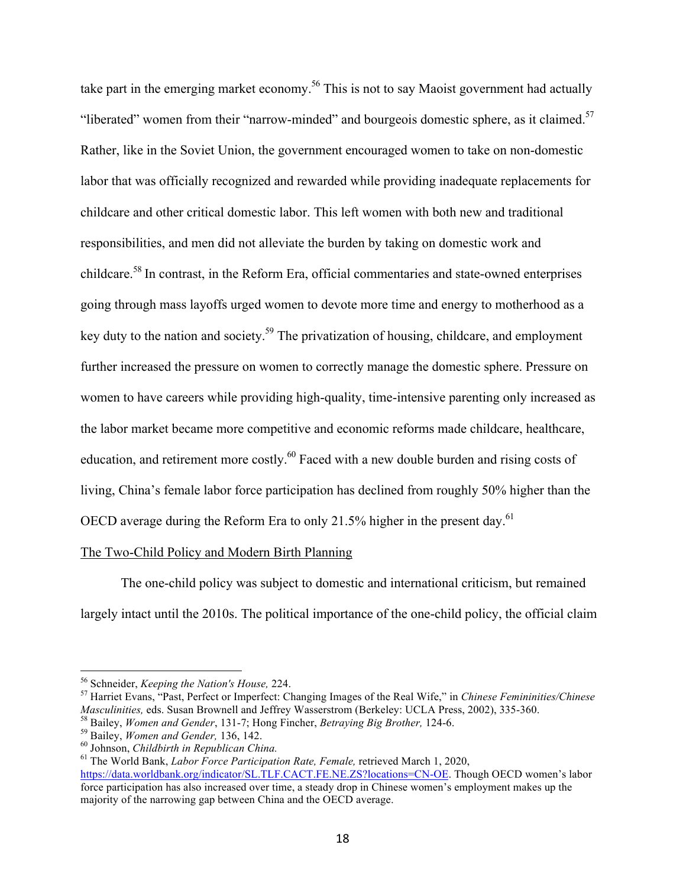take part in the emerging market economy.[56] This is not to say Maoist government had actually "liberated" women from their "narrow-minded" and bourgeois domestic sphere, as it claimed.[57] Rather, like in the Soviet Union, the government encouraged women to take on non-domestic labor that was officially recognized and rewarded while providing inadequate replacements for childcare and other critical domestic labor. This left women with both new and traditional responsibilities, and men did not alleviate the burden by taking on domestic work and childcare.[58] In contrast, in the Reform Era, official commentaries and state-owned enterprises going through mass layoffs urged women to devote more time and energy to motherhood as a key duty to the nation and society.[59] The privatization of housing, childcare, and employment further increased the pressure on women to correctly manage the domestic sphere. Pressure on women to have careers while providing high-quality, time-intensive parenting only increased as the labor market became more competitive and economic reforms made childcare, healthcare, education, and retirement more costly.[60] Faced with a new double burden and rising costs of living, China's female labor force participation has declined from roughly 50% higher than the OECD average during the Reform Era to only 21.5% higher in the present day.[61]

## The Two-Child Policy and Modern Birth Planning

The one-child policy was subject to domestic and international criticism, but remained largely intact until the 2010s. The political importance of the one-child policy, the official claim

---

[56] Schneider, *Keeping the Nation's House,* 224.

[57] Harriet Evans, "Past, Perfect or Imperfect: Changing Images of the Real Wife," in *Chinese Femininities/Chinese Masculinities,* eds. Susan Brownell and Jeffrey Wasserstrom (Berkeley: UCLA Press, 2002), 335-360.

[58] Bailey, *Women and Gender*, 131-7; Hong Fincher, *Betraying Big Brother,* 124-6.

[59] Bailey, *Women and Gender,* 136, 142.

[60] Johnson, *Childbirth in Republican China.*

[61] The World Bank, *Labor Force Participation Rate, Female,* retrieved March 1, 2020, https://data.worldbank.org/indicator/SL.TLF.CACT.FE.NE.ZS?locations=CN-OE. Though OECD women's labor force participation has also increased over time, a steady drop in Chinese women's employment makes up the majority of the narrowing gap between China and the OECD average.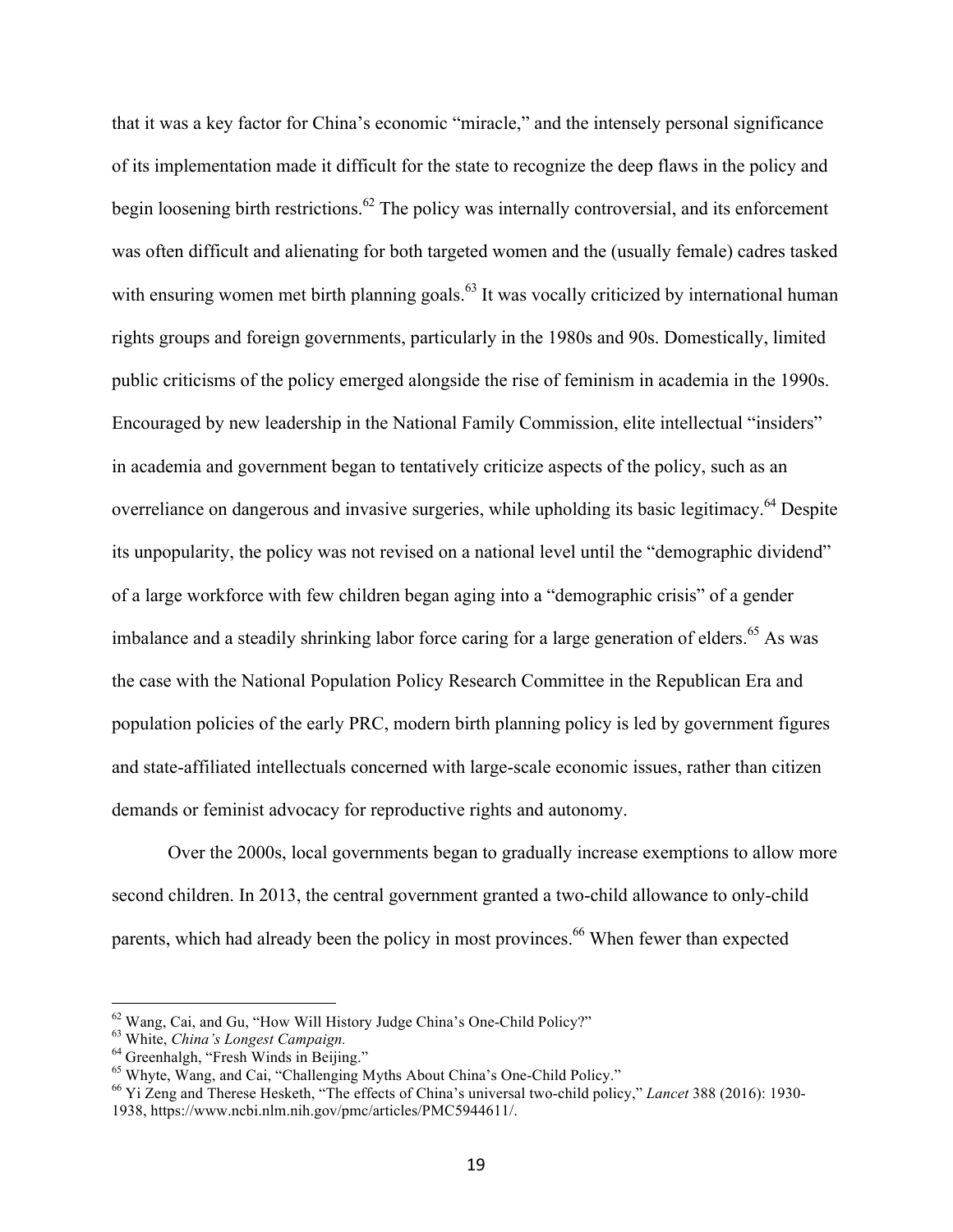that it was a key factor for China's economic "miracle," and the intensely personal significance of its implementation made it difficult for the state to recognize the deep flaws in the policy and begin loosening birth restrictions.[62] The policy was internally controversial, and its enforcement was often difficult and alienating for both targeted women and the (usually female) cadres tasked with ensuring women met birth planning goals.[63] It was vocally criticized by international human rights groups and foreign governments, particularly in the 1980s and 90s. Domestically, limited public criticisms of the policy emerged alongside the rise of feminism in academia in the 1990s. Encouraged by new leadership in the National Family Commission, elite intellectual "insiders" in academia and government began to tentatively criticize aspects of the policy, such as an overreliance on dangerous and invasive surgeries, while upholding its basic legitimacy.[64] Despite its unpopularity, the policy was not revised on a national level until the "demographic dividend" of a large workforce with few children began aging into a "demographic crisis" of a gender imbalance and a steadily shrinking labor force caring for a large generation of elders.[65] As was the case with the National Population Policy Research Committee in the Republican Era and population policies of the early PRC, modern birth planning policy is led by government figures and state-affiliated intellectuals concerned with large-scale economic issues, rather than citizen demands or feminist advocacy for reproductive rights and autonomy.

Over the 2000s, local governments began to gradually increase exemptions to allow more second children. In 2013, the central government granted a two-child allowance to only-child parents, which had already been the policy in most provinces.[66] When fewer than expected

[62] Wang, Cai, and Gu, "How Will History Judge China's One-Child Policy?"

[63] White, *China's Longest Campaign.*

[64] Greenhalgh, "Fresh Winds in Beijing."

[65] Whyte, Wang, and Cai, "Challenging Myths About China's One-Child Policy."

[66] Yi Zeng and Therese Hesketh, "The effects of China's universal two-child policy," *Lancet* 388 (2016): 1930-1938, https://www.ncbi.nlm.nih.gov/pmc/articles/PMC5944611/.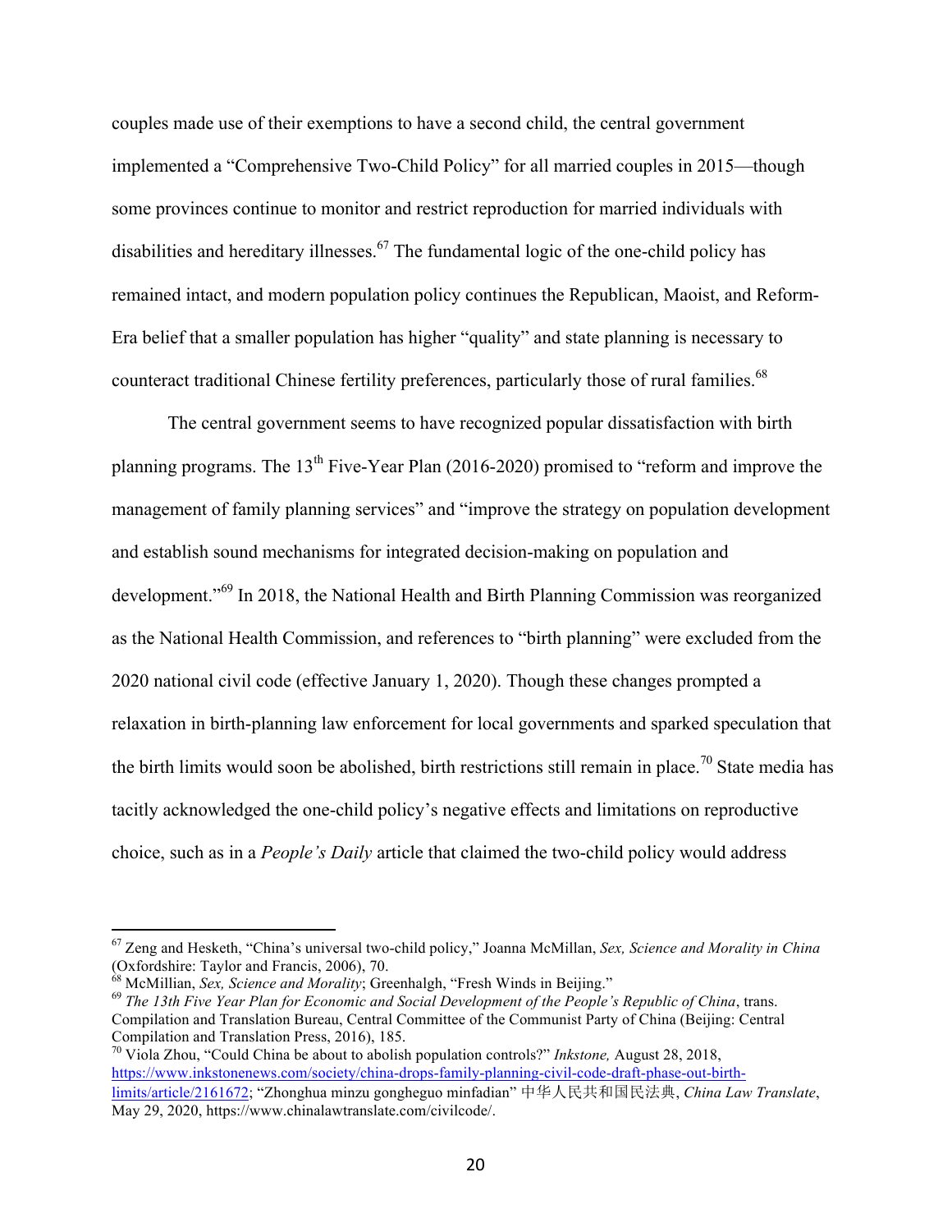couples made use of their exemptions to have a second child, the central government implemented a "Comprehensive Two-Child Policy" for all married couples in 2015—though some provinces continue to monitor and restrict reproduction for married individuals with disabilities and hereditary illnesses.[67] The fundamental logic of the one-child policy has remained intact, and modern population policy continues the Republican, Maoist, and Reform-Era belief that a smaller population has higher "quality" and state planning is necessary to counteract traditional Chinese fertility preferences, particularly those of rural families.[68]

The central government seems to have recognized popular dissatisfaction with birth planning programs. The 13th Five-Year Plan (2016-2020) promised to "reform and improve the management of family planning services" and "improve the strategy on population development and establish sound mechanisms for integrated decision-making on population and development."[69] In 2018, the National Health and Birth Planning Commission was reorganized as the National Health Commission, and references to "birth planning" were excluded from the 2020 national civil code (effective January 1, 2020). Though these changes prompted a relaxation in birth-planning law enforcement for local governments and sparked speculation that the birth limits would soon be abolished, birth restrictions still remain in place.[70] State media has tacitly acknowledged the one-child policy's negative effects and limitations on reproductive choice, such as in a *People's Daily* article that claimed the two-child policy would address

---

[67] Zeng and Hesketh, "China's universal two-child policy," Joanna McMillan, *Sex, Science and Morality in China* (Oxfordshire: Taylor and Francis, 2006), 70.

[68] McMillian, *Sex, Science and Morality*; Greenhalgh, "Fresh Winds in Beijing."

[69] *The 13th Five Year Plan for Economic and Social Development of the People's Republic of China*, trans. Compilation and Translation Bureau, Central Committee of the Communist Party of China (Beijing: Central Compilation and Translation Press, 2016), 185.

[70] Viola Zhou, "Could China be about to abolish population controls?" *Inkstone,* August 28, 2018, https://www.inkstonenews.com/society/china-drops-family-planning-civil-code-draft-phase-out-birth-limits/article/2161672; "Zhonghua minzu gongheguo minfadian" 中华人民共和国民法典, *China Law Translate*, May 29, 2020, https://www.chinalawtranslate.com/civilcode/.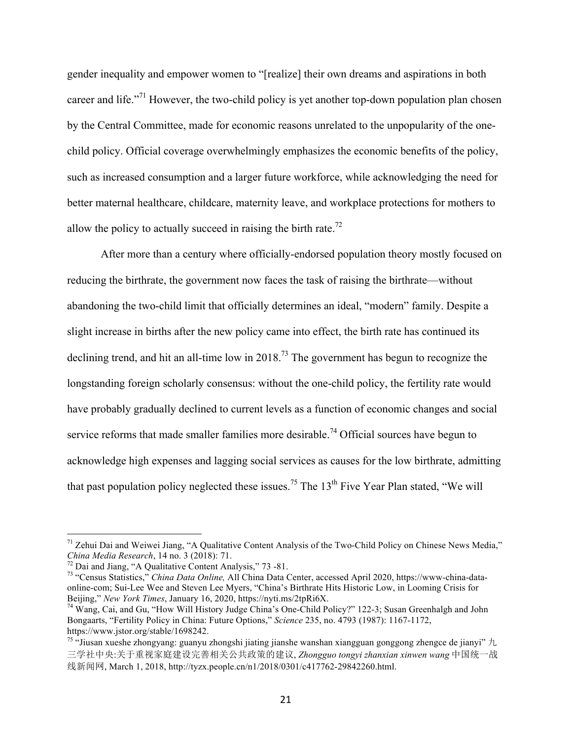gender inequality and empower women to "[realize] their own dreams and aspirations in both career and life."[71] However, the two-child policy is yet another top-down population plan chosen by the Central Committee, made for economic reasons unrelated to the unpopularity of the one-child policy. Official coverage overwhelmingly emphasizes the economic benefits of the policy, such as increased consumption and a larger future workforce, while acknowledging the need for better maternal healthcare, childcare, maternity leave, and workplace protections for mothers to allow the policy to actually succeed in raising the birth rate.[72]

After more than a century where officially-endorsed population theory mostly focused on reducing the birthrate, the government now faces the task of raising the birthrate—without abandoning the two-child limit that officially determines an ideal, "modern" family. Despite a slight increase in births after the new policy came into effect, the birth rate has continued its declining trend, and hit an all-time low in 2018.[73] The government has begun to recognize the longstanding foreign scholarly consensus: without the one-child policy, the fertility rate would have probably gradually declined to current levels as a function of economic changes and social service reforms that made smaller families more desirable.[74] Official sources have begun to acknowledge high expenses and lagging social services as causes for the low birthrate, admitting that past population policy neglected these issues.[75] The 13th Five Year Plan stated, "We will

---

[71] Zehui Dai and Weiwei Jiang, "A Qualitative Content Analysis of the Two-Child Policy on Chinese News Media," *China Media Research*, 14 no. 3 (2018): 71.

[72] Dai and Jiang, "A Qualitative Content Analysis," 73 -81.

[73] "Census Statistics," *China Data Online,* All China Data Center, accessed April 2020, https://www-china-data-online-com; Sui-Lee Wee and Steven Lee Myers, "China's Birthrate Hits Historic Low, in Looming Crisis for Beijing," *New York Times*, January 16, 2020, https://nyti.ms/2tpRi6X.

[74] Wang, Cai, and Gu, "How Will History Judge China's One-Child Policy?" 122-3; Susan Greenhalgh and John Bongaarts, "Fertility Policy in China: Future Options," *Science* 235, no. 4793 (1987): 1167-1172, https://www.jstor.org/stable/1698242.

[75] "Jiusan xueshe zhongyang: guanyu zhongshi jiating jianshe wanshan xiangguan gonggong zhengce de jianyi" 九三学社中央:关于重视家庭建设完善相关公共政策的建议, *Zhongguo tongyi zhanxian xinwen wang* 中国统一战线新闻网, March 1, 2018, http://tyzx.people.cn/n1/2018/0301/c417762-29842260.html.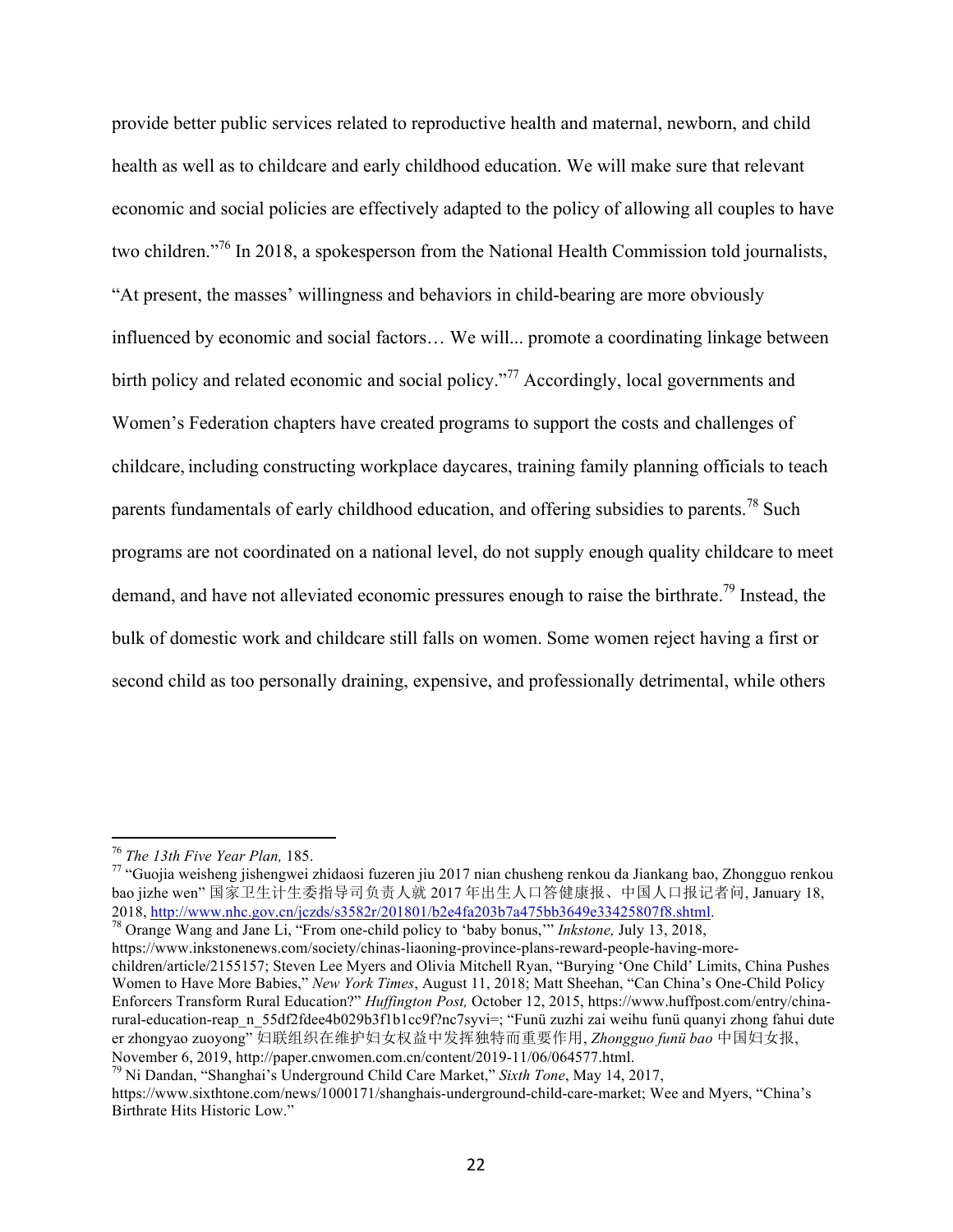provide better public services related to reproductive health and maternal, newborn, and child health as well as to childcare and early childhood education. We will make sure that relevant economic and social policies are effectively adapted to the policy of allowing all couples to have two children."[76] In 2018, a spokesperson from the National Health Commission told journalists, "At present, the masses' willingness and behaviors in child-bearing are more obviously influenced by economic and social factors… We will... promote a coordinating linkage between birth policy and related economic and social policy."[77] Accordingly, local governments and Women's Federation chapters have created programs to support the costs and challenges of childcare, including constructing workplace daycares, training family planning officials to teach parents fundamentals of early childhood education, and offering subsidies to parents.[78] Such programs are not coordinated on a national level, do not supply enough quality childcare to meet demand, and have not alleviated economic pressures enough to raise the birthrate.[79] Instead, the bulk of domestic work and childcare still falls on women. Some women reject having a first or second child as too personally draining, expensive, and professionally detrimental, while others

---

[76] *The 13th Five Year Plan,* 185.

[77] "Guojia weisheng jishengwei zhidaosi fuzeren jiu 2017 nian chusheng renkou da Jiankang bao, Zhongguo renkou bao jizhe wen" 国家卫生计生委指导司负责人就 2017 年出生人口答健康报、中国人口报记者问, January 18, 2018, http://www.nhc.gov.cn/jczds/s3582r/201801/b2e4fa203b7a475bb3649e33425807f8.shtml.

[78] Orange Wang and Jane Li, "From one-child policy to 'baby bonus,'" *Inkstone,* July 13, 2018, https://www.inkstonenews.com/society/chinas-liaoning-province-plans-reward-people-having-more-children/article/2155157; Steven Lee Myers and Olivia Mitchell Ryan, "Burying 'One Child' Limits, China Pushes Women to Have More Babies," *New York Times*, August 11, 2018; Matt Sheehan, "Can China's One-Child Policy Enforcers Transform Rural Education?" *Huffington Post,* October 12, 2015, https://www.huffpost.com/entry/china-rural-education-reap_n_55df2fdee4b029b3f1b1cc9f?nc7syvi=; "Funü zuzhi zai weihu funü quanyi zhong fahui dute er zhongyao zuoyong" 妇联组织在维护妇女权益中发挥独特而重要作用, *Zhongguo funü bao* 中国妇女报, November 6, 2019, http://paper.cnwomen.com.cn/content/2019-11/06/064577.html.

[79] Ni Dandan, "Shanghai's Underground Child Care Market," *Sixth Tone*, May 14, 2017, https://www.sixthtone.com/news/1000171/shanghais-underground-child-care-market; Wee and Myers, "China's Birthrate Hits Historic Low."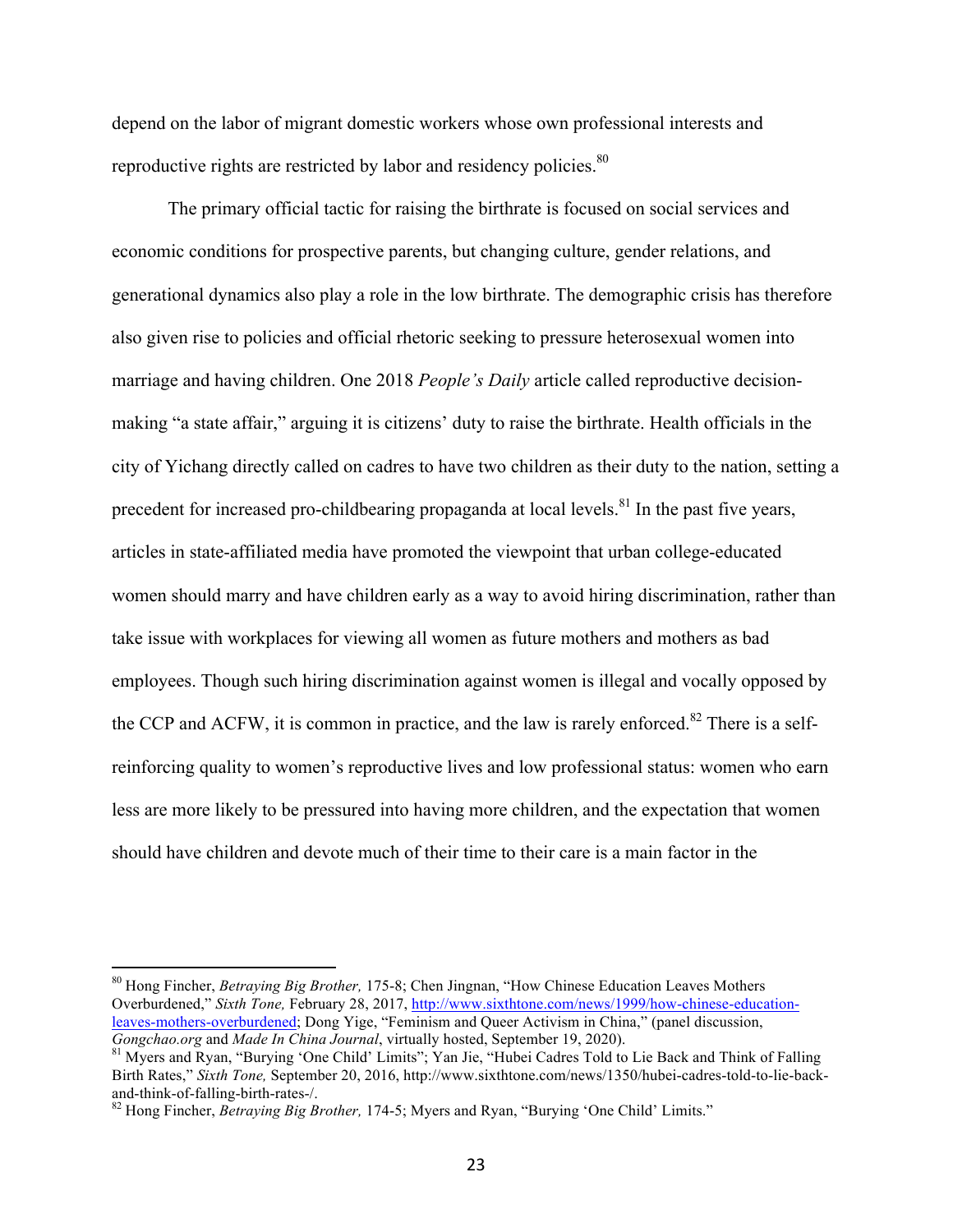depend on the labor of migrant domestic workers whose own professional interests and reproductive rights are restricted by labor and residency policies.[80]

The primary official tactic for raising the birthrate is focused on social services and economic conditions for prospective parents, but changing culture, gender relations, and generational dynamics also play a role in the low birthrate. The demographic crisis has therefore also given rise to policies and official rhetoric seeking to pressure heterosexual women into marriage and having children. One 2018 *People's Daily* article called reproductive decision-making "a state affair," arguing it is citizens' duty to raise the birthrate. Health officials in the city of Yichang directly called on cadres to have two children as their duty to the nation, setting a precedent for increased pro-childbearing propaganda at local levels.[81] In the past five years, articles in state-affiliated media have promoted the viewpoint that urban college-educated women should marry and have children early as a way to avoid hiring discrimination, rather than take issue with workplaces for viewing all women as future mothers and mothers as bad employees. Though such hiring discrimination against women is illegal and vocally opposed by the CCP and ACFW, it is common in practice, and the law is rarely enforced.[82] There is a self-reinforcing quality to women's reproductive lives and low professional status: women who earn less are more likely to be pressured into having more children, and the expectation that women should have children and devote much of their time to their care is a main factor in the

---

[80] Hong Fincher, *Betraying Big Brother,* 175-8; Chen Jingnan, "How Chinese Education Leaves Mothers Overburdened," *Sixth Tone,* February 28, 2017, http://www.sixthtone.com/news/1999/how-chinese-education-leaves-mothers-overburdened; Dong Yige, "Feminism and Queer Activism in China," (panel discussion, *Gongchao.org* and *Made In China Journal*, virtually hosted, September 19, 2020).

[81] Myers and Ryan, "Burying 'One Child' Limits"; Yan Jie, "Hubei Cadres Told to Lie Back and Think of Falling Birth Rates," *Sixth Tone,* September 20, 2016, http://www.sixthtone.com/news/1350/hubei-cadres-told-to-lie-back-and-think-of-falling-birth-rates-/.

[82] Hong Fincher, *Betraying Big Brother,* 174-5; Myers and Ryan, "Burying 'One Child' Limits."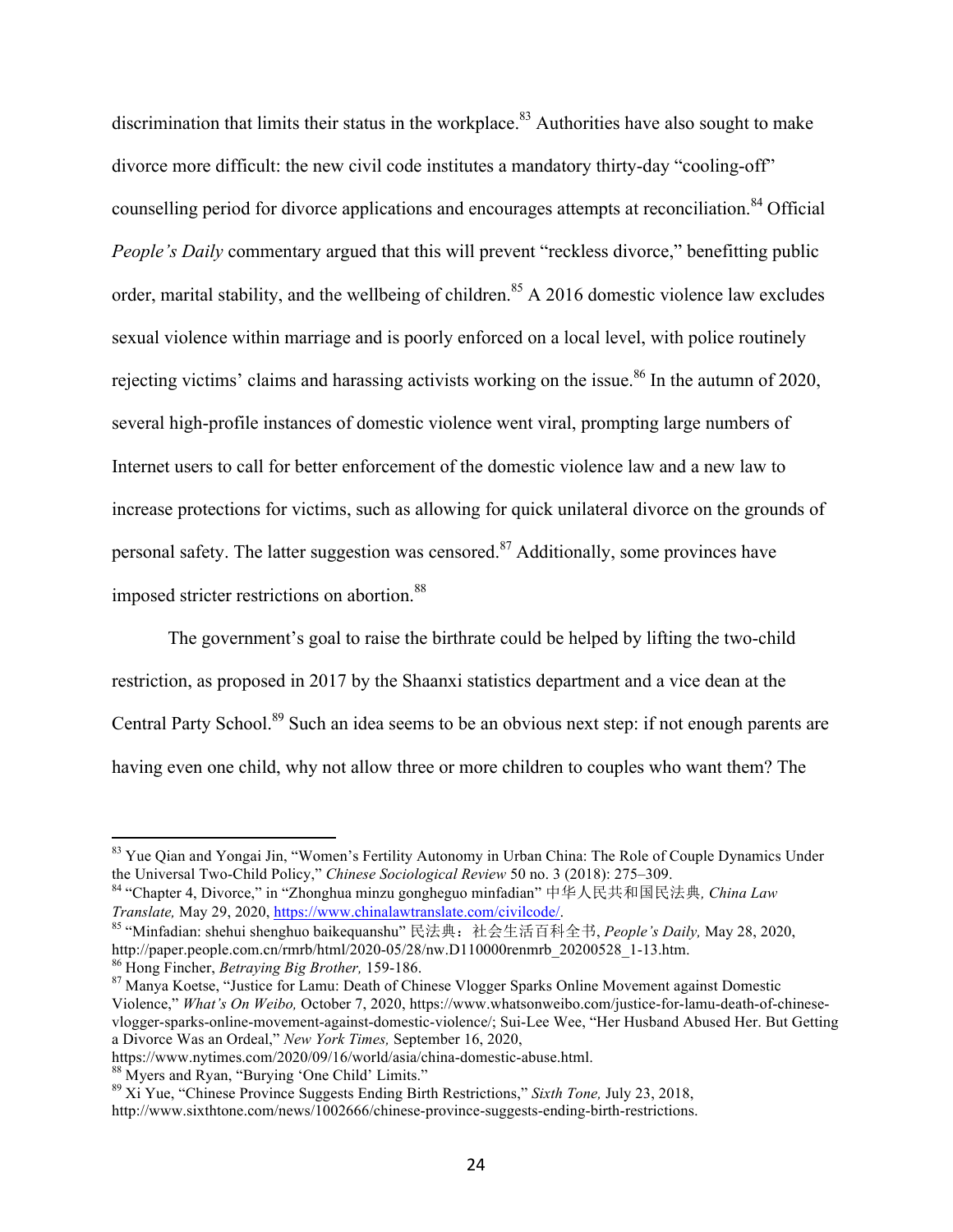discrimination that limits their status in the workplace.[83] Authorities have also sought to make divorce more difficult: the new civil code institutes a mandatory thirty-day "cooling-off" counselling period for divorce applications and encourages attempts at reconciliation.[84] Official *People's Daily* commentary argued that this will prevent "reckless divorce," benefitting public order, marital stability, and the wellbeing of children.[85] A 2016 domestic violence law excludes sexual violence within marriage and is poorly enforced on a local level, with police routinely rejecting victims' claims and harassing activists working on the issue.[86] In the autumn of 2020, several high-profile instances of domestic violence went viral, prompting large numbers of Internet users to call for better enforcement of the domestic violence law and a new law to increase protections for victims, such as allowing for quick unilateral divorce on the grounds of personal safety. The latter suggestion was censored.[87] Additionally, some provinces have imposed stricter restrictions on abortion.[88]

The government's goal to raise the birthrate could be helped by lifting the two-child restriction, as proposed in 2017 by the Shaanxi statistics department and a vice dean at the Central Party School.[89] Such an idea seems to be an obvious next step: if not enough parents are having even one child, why not allow three or more children to couples who want them? The

---

[83] Yue Qian and Yongai Jin, "Women's Fertility Autonomy in Urban China: The Role of Couple Dynamics Under the Universal Two-Child Policy," *Chinese Sociological Review* 50 no. 3 (2018): 275–309.

[84] "Chapter 4, Divorce," in "Zhonghua minzu gongheguo minfadian" 中华人民共和国民法典*, China Law Translate,* May 29, 2020, https://www.chinalawtranslate.com/civilcode/.

[85] "Minfadian: shehui shenghuo baikequanshu" 民法典：社会生活百科全书, *People's Daily,* May 28, 2020, http://paper.people.com.cn/rmrb/html/2020-05/28/nw.D110000renmrb_20200528_1-13.htm.

[86] Hong Fincher, *Betraying Big Brother,* 159-186.

[87] Manya Koetse, "Justice for Lamu: Death of Chinese Vlogger Sparks Online Movement against Domestic Violence," *What's On Weibo,* October 7, 2020, https://www.whatsonweibo.com/justice-for-lamu-death-of-chinese-vlogger-sparks-online-movement-against-domestic-violence/; Sui-Lee Wee, "Her Husband Abused Her. But Getting a Divorce Was an Ordeal," *New York Times,* September 16, 2020, https://www.nytimes.com/2020/09/16/world/asia/china-domestic-abuse.html.

[88] Myers and Ryan, "Burying 'One Child' Limits."

[89] Xi Yue, "Chinese Province Suggests Ending Birth Restrictions," *Sixth Tone,* July 23, 2018, http://www.sixthtone.com/news/1002666/chinese-province-suggests-ending-birth-restrictions.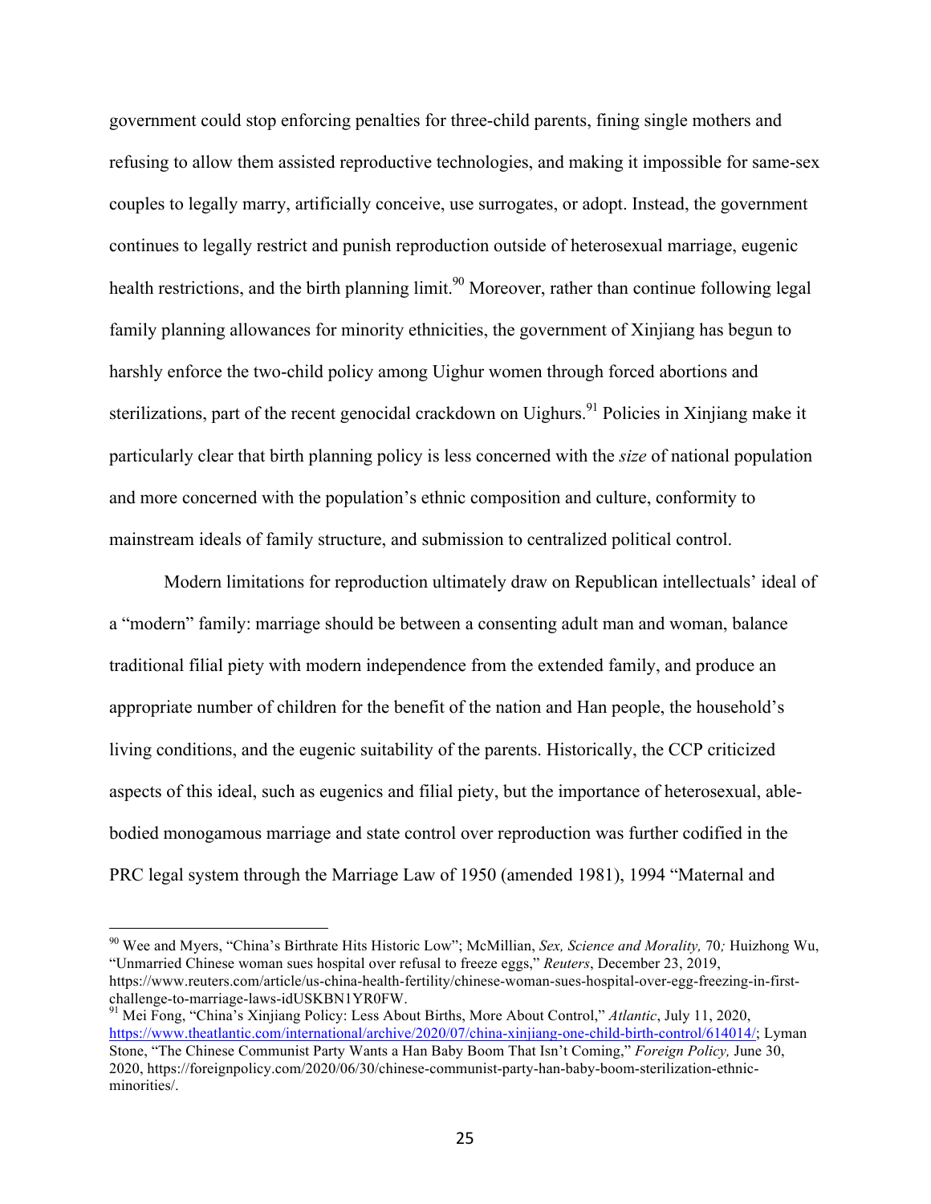government could stop enforcing penalties for three-child parents, fining single mothers and refusing to allow them assisted reproductive technologies, and making it impossible for same-sex couples to legally marry, artificially conceive, use surrogates, or adopt. Instead, the government continues to legally restrict and punish reproduction outside of heterosexual marriage, eugenic health restrictions, and the birth planning limit.[90] Moreover, rather than continue following legal family planning allowances for minority ethnicities, the government of Xinjiang has begun to harshly enforce the two-child policy among Uighur women through forced abortions and sterilizations, part of the recent genocidal crackdown on Uighurs.[91] Policies in Xinjiang make it particularly clear that birth planning policy is less concerned with the *size* of national population and more concerned with the population's ethnic composition and culture, conformity to mainstream ideals of family structure, and submission to centralized political control.

Modern limitations for reproduction ultimately draw on Republican intellectuals' ideal of a "modern" family: marriage should be between a consenting adult man and woman, balance traditional filial piety with modern independence from the extended family, and produce an appropriate number of children for the benefit of the nation and Han people, the household's living conditions, and the eugenic suitability of the parents. Historically, the CCP criticized aspects of this ideal, such as eugenics and filial piety, but the importance of heterosexual, able-bodied monogamous marriage and state control over reproduction was further codified in the PRC legal system through the Marriage Law of 1950 (amended 1981), 1994 "Maternal and

---

[90] Wee and Myers, "China's Birthrate Hits Historic Low"; McMillian, *Sex, Science and Morality,* 70*;* Huizhong Wu, "Unmarried Chinese woman sues hospital over refusal to freeze eggs," *Reuters*, December 23, 2019, https://www.reuters.com/article/us-china-health-fertility/chinese-woman-sues-hospital-over-egg-freezing-in-first-challenge-to-marriage-laws-idUSKBN1YR0FW.

[91] Mei Fong, "China's Xinjiang Policy: Less About Births, More About Control," *Atlantic*, July 11, 2020, https://www.theatlantic.com/international/archive/2020/07/china-xinjiang-one-child-birth-control/614014/; Lyman Stone, "The Chinese Communist Party Wants a Han Baby Boom That Isn't Coming," *Foreign Policy,* June 30, 2020, https://foreignpolicy.com/2020/06/30/chinese-communist-party-han-baby-boom-sterilization-ethnic-minorities/.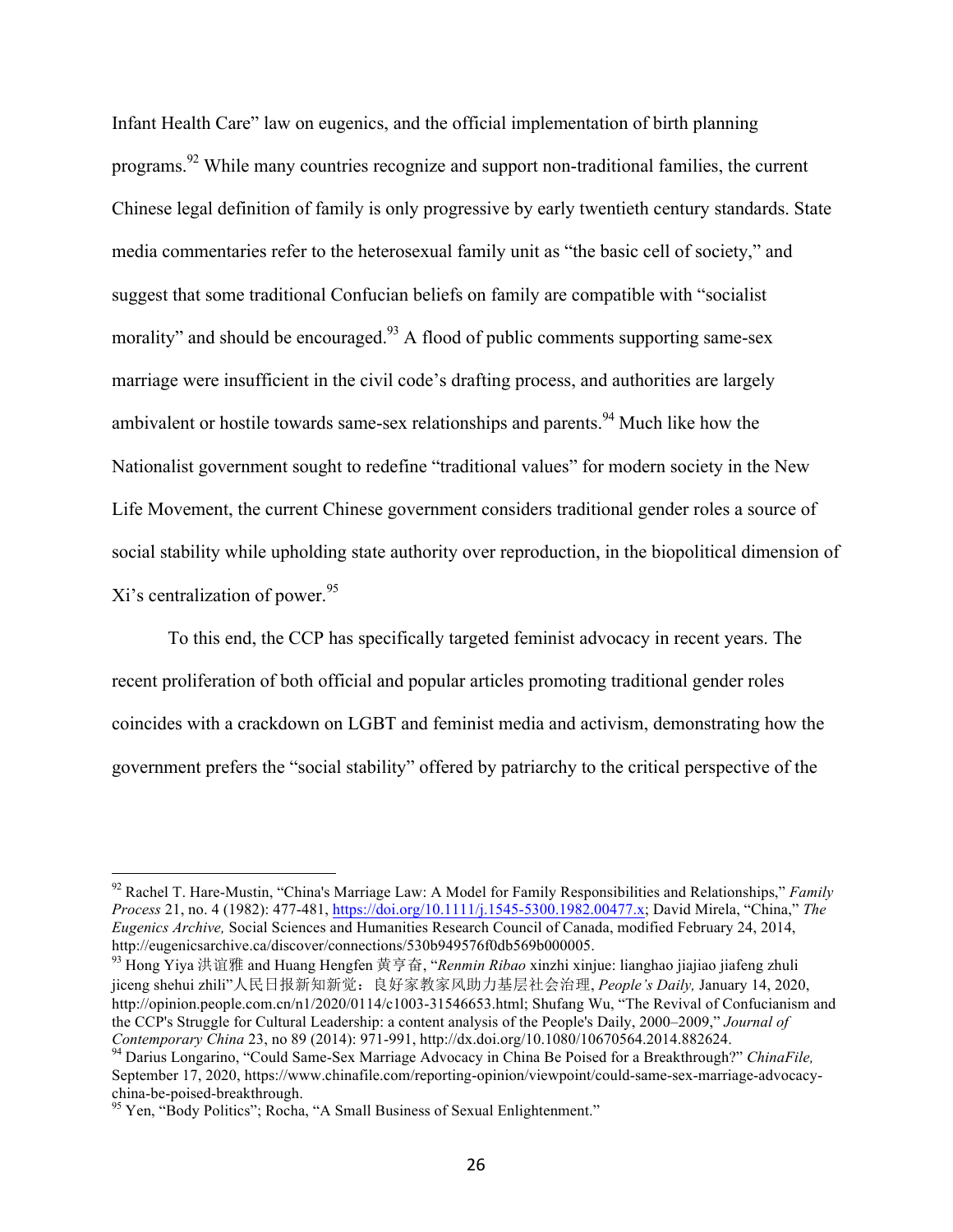Infant Health Care" law on eugenics, and the official implementation of birth planning programs.[92] While many countries recognize and support non-traditional families, the current Chinese legal definition of family is only progressive by early twentieth century standards. State media commentaries refer to the heterosexual family unit as "the basic cell of society," and suggest that some traditional Confucian beliefs on family are compatible with "socialist morality" and should be encouraged.[93] A flood of public comments supporting same-sex marriage were insufficient in the civil code's drafting process, and authorities are largely ambivalent or hostile towards same-sex relationships and parents.[94] Much like how the Nationalist government sought to redefine "traditional values" for modern society in the New Life Movement, the current Chinese government considers traditional gender roles a source of social stability while upholding state authority over reproduction, in the biopolitical dimension of Xi's centralization of power.[95]

To this end, the CCP has specifically targeted feminist advocacy in recent years. The recent proliferation of both official and popular articles promoting traditional gender roles coincides with a crackdown on LGBT and feminist media and activism, demonstrating how the government prefers the "social stability" offered by patriarchy to the critical perspective of the

---

[92] Rachel T. Hare-Mustin, "China's Marriage Law: A Model for Family Responsibilities and Relationships," *Family Process* 21, no. 4 (1982): 477-481, https://doi.org/10.1111/j.1545-5300.1982.00477.x; David Mirela, "China," *The Eugenics Archive,* Social Sciences and Humanities Research Council of Canada, modified February 24, 2014, http://eugenicsarchive.ca/discover/connections/530b949576f0db569b000005.

[93] Hong Yiya 洪谊雅 and Huang Hengfen 黄亨奋, "*Renmin Ribao* xinzhi xinjue: lianghao jiajiao jiafeng zhuli jiceng shehui zhili"人民日报新知新觉：良好家教家风助力基层社会治理, *People's Daily,* January 14, 2020, http://opinion.people.com.cn/n1/2020/0114/c1003-31546653.html; Shufang Wu, "The Revival of Confucianism and the CCP's Struggle for Cultural Leadership: a content analysis of the People's Daily, 2000–2009," *Journal of Contemporary China* 23, no 89 (2014): 971-991, http://dx.doi.org/10.1080/10670564.2014.882624.

[94] Darius Longarino, "Could Same-Sex Marriage Advocacy in China Be Poised for a Breakthrough?" *ChinaFile,* September 17, 2020, https://www.chinafile.com/reporting-opinion/viewpoint/could-same-sex-marriage-advocacy-china-be-poised-breakthrough.

[95] Yen, "Body Politics"; Rocha, "A Small Business of Sexual Enlightenment."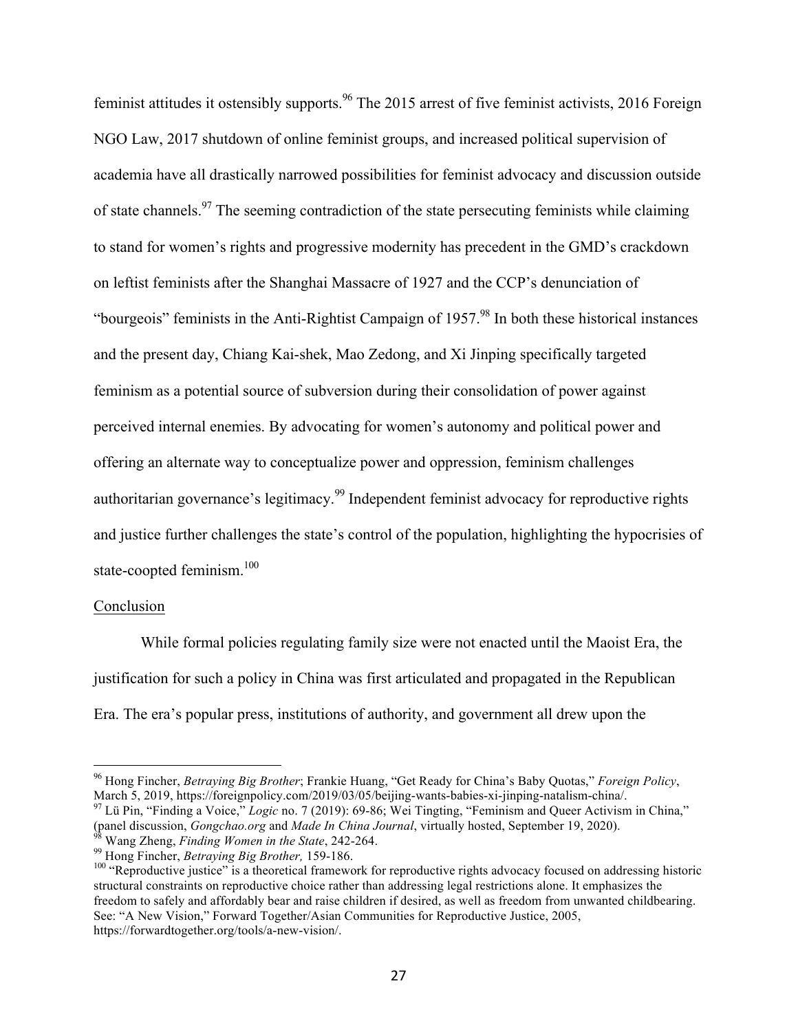feminist attitudes it ostensibly supports.[96] The 2015 arrest of five feminist activists, 2016 Foreign NGO Law, 2017 shutdown of online feminist groups, and increased political supervision of academia have all drastically narrowed possibilities for feminist advocacy and discussion outside of state channels.[97] The seeming contradiction of the state persecuting feminists while claiming to stand for women's rights and progressive modernity has precedent in the GMD's crackdown on leftist feminists after the Shanghai Massacre of 1927 and the CCP's denunciation of "bourgeois" feminists in the Anti-Rightist Campaign of 1957.[98] In both these historical instances and the present day, Chiang Kai-shek, Mao Zedong, and Xi Jinping specifically targeted feminism as a potential source of subversion during their consolidation of power against perceived internal enemies. By advocating for women's autonomy and political power and offering an alternate way to conceptualize power and oppression, feminism challenges authoritarian governance's legitimacy.[99] Independent feminist advocacy for reproductive rights and justice further challenges the state's control of the population, highlighting the hypocrisies of state-coopted feminism.[100]

## Conclusion

While formal policies regulating family size were not enacted until the Maoist Era, the justification for such a policy in China was first articulated and propagated in the Republican Era. The era's popular press, institutions of authority, and government all drew upon the

---

[96] Hong Fincher, *Betraying Big Brother*; Frankie Huang, "Get Ready for China's Baby Quotas," *Foreign Policy*, March 5, 2019, https://foreignpolicy.com/2019/03/05/beijing-wants-babies-xi-jinping-natalism-china/.

[97] Lü Pin, "Finding a Voice," *Logic* no. 7 (2019): 69-86; Wei Tingting, "Feminism and Queer Activism in China," (panel discussion, *Gongchao.org* and *Made In China Journal*, virtually hosted, September 19, 2020).

[98] Wang Zheng, *Finding Women in the State*, 242-264.

[99] Hong Fincher, *Betraying Big Brother,* 159-186.

[100] "Reproductive justice" is a theoretical framework for reproductive rights advocacy focused on addressing historic structural constraints on reproductive choice rather than addressing legal restrictions alone. It emphasizes the freedom to safely and affordably bear and raise children if desired, as well as freedom from unwanted childbearing. See: "A New Vision," Forward Together/Asian Communities for Reproductive Justice, 2005, https://forwardtogether.org/tools/a-new-vision/.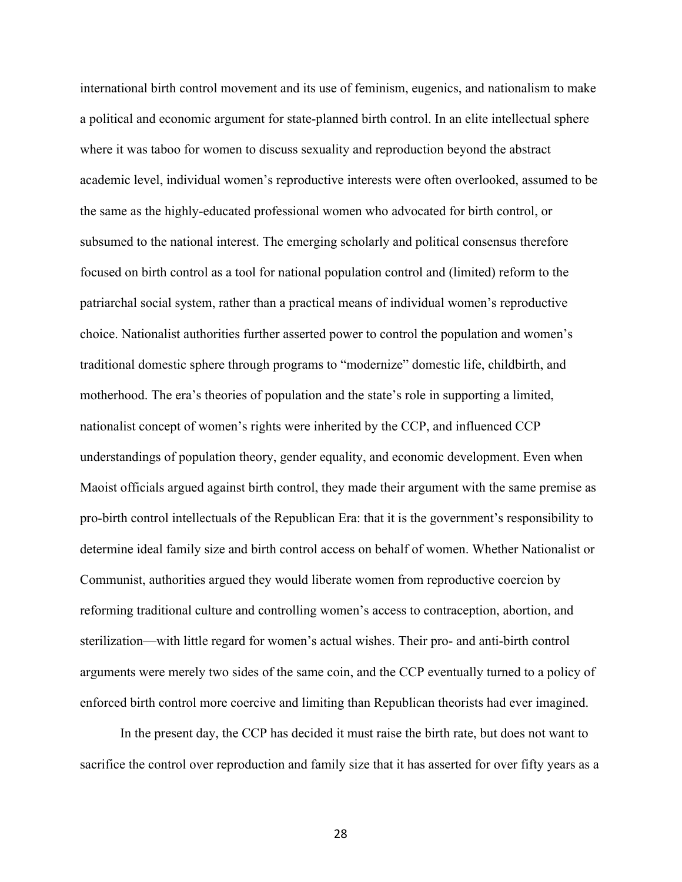international birth control movement and its use of feminism, eugenics, and nationalism to make a political and economic argument for state-planned birth control. In an elite intellectual sphere where it was taboo for women to discuss sexuality and reproduction beyond the abstract academic level, individual women's reproductive interests were often overlooked, assumed to be the same as the highly-educated professional women who advocated for birth control, or subsumed to the national interest. The emerging scholarly and political consensus therefore focused on birth control as a tool for national population control and (limited) reform to the patriarchal social system, rather than a practical means of individual women's reproductive choice. Nationalist authorities further asserted power to control the population and women's traditional domestic sphere through programs to "modernize" domestic life, childbirth, and motherhood. The era's theories of population and the state's role in supporting a limited, nationalist concept of women's rights were inherited by the CCP, and influenced CCP understandings of population theory, gender equality, and economic development. Even when Maoist officials argued against birth control, they made their argument with the same premise as pro-birth control intellectuals of the Republican Era: that it is the government's responsibility to determine ideal family size and birth control access on behalf of women. Whether Nationalist or Communist, authorities argued they would liberate women from reproductive coercion by reforming traditional culture and controlling women's access to contraception, abortion, and sterilization—with little regard for women's actual wishes. Their pro- and anti-birth control arguments were merely two sides of the same coin, and the CCP eventually turned to a policy of enforced birth control more coercive and limiting than Republican theorists had ever imagined.

In the present day, the CCP has decided it must raise the birth rate, but does not want to sacrifice the control over reproduction and family size that it has asserted for over fifty years as a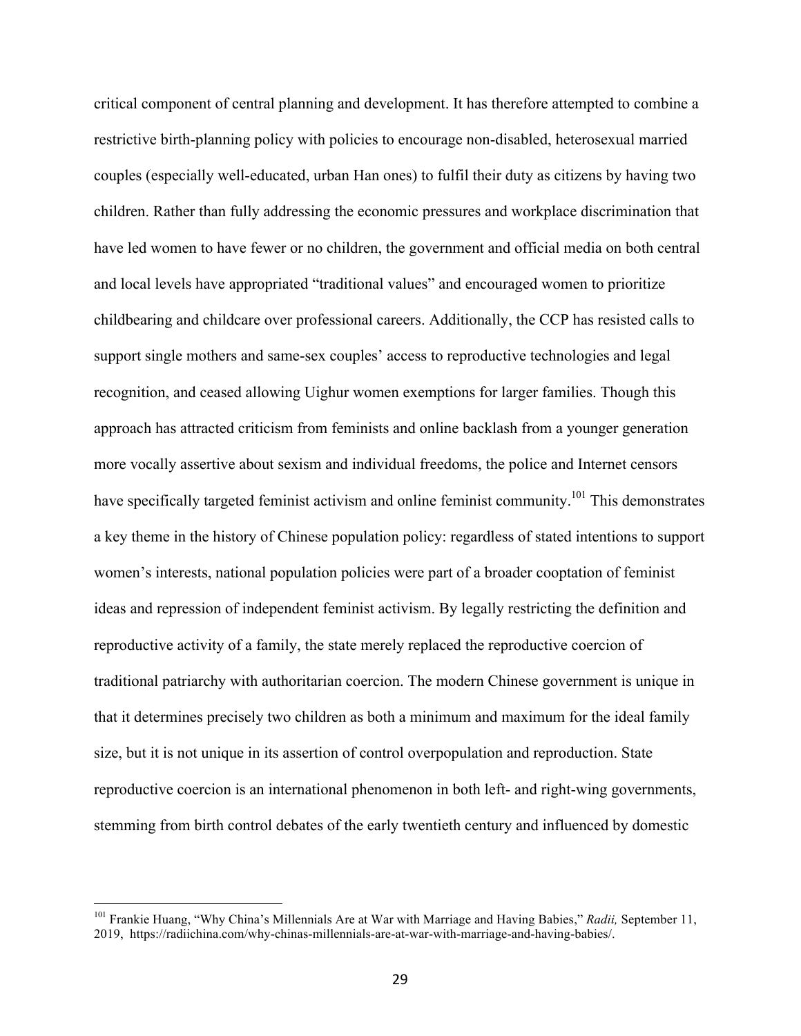critical component of central planning and development. It has therefore attempted to combine a restrictive birth-planning policy with policies to encourage non-disabled, heterosexual married couples (especially well-educated, urban Han ones) to fulfil their duty as citizens by having two children. Rather than fully addressing the economic pressures and workplace discrimination that have led women to have fewer or no children, the government and official media on both central and local levels have appropriated "traditional values" and encouraged women to prioritize childbearing and childcare over professional careers. Additionally, the CCP has resisted calls to support single mothers and same-sex couples' access to reproductive technologies and legal recognition, and ceased allowing Uighur women exemptions for larger families. Though this approach has attracted criticism from feminists and online backlash from a younger generation more vocally assertive about sexism and individual freedoms, the police and Internet censors have specifically targeted feminist activism and online feminist community.[101] This demonstrates a key theme in the history of Chinese population policy: regardless of stated intentions to support women's interests, national population policies were part of a broader cooptation of feminist ideas and repression of independent feminist activism. By legally restricting the definition and reproductive activity of a family, the state merely replaced the reproductive coercion of traditional patriarchy with authoritarian coercion. The modern Chinese government is unique in that it determines precisely two children as both a minimum and maximum for the ideal family size, but it is not unique in its assertion of control overpopulation and reproduction. State reproductive coercion is an international phenomenon in both left- and right-wing governments, stemming from birth control debates of the early twentieth century and influenced by domestic

[101] Frankie Huang, "Why China's Millennials Are at War with Marriage and Having Babies," *Radii,* September 11, 2019, https://radiichina.com/why-chinas-millennials-are-at-war-with-marriage-and-having-babies/.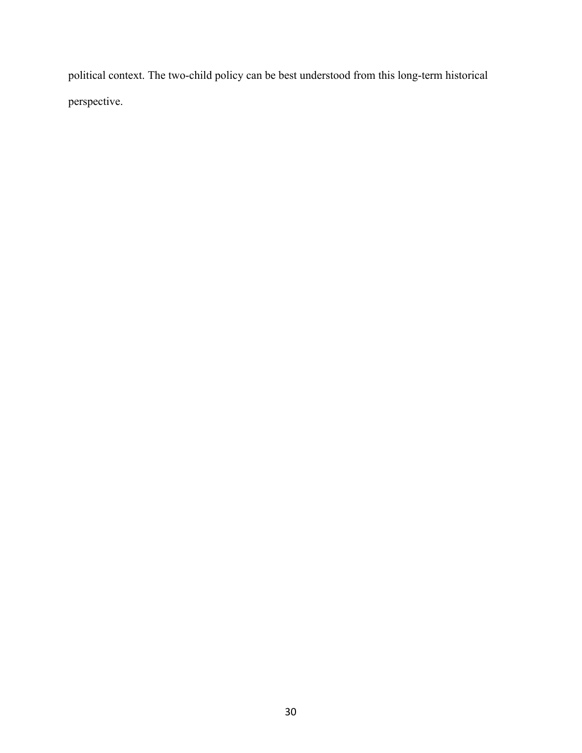political context. The two-child policy can be best understood from this long-term historical perspective.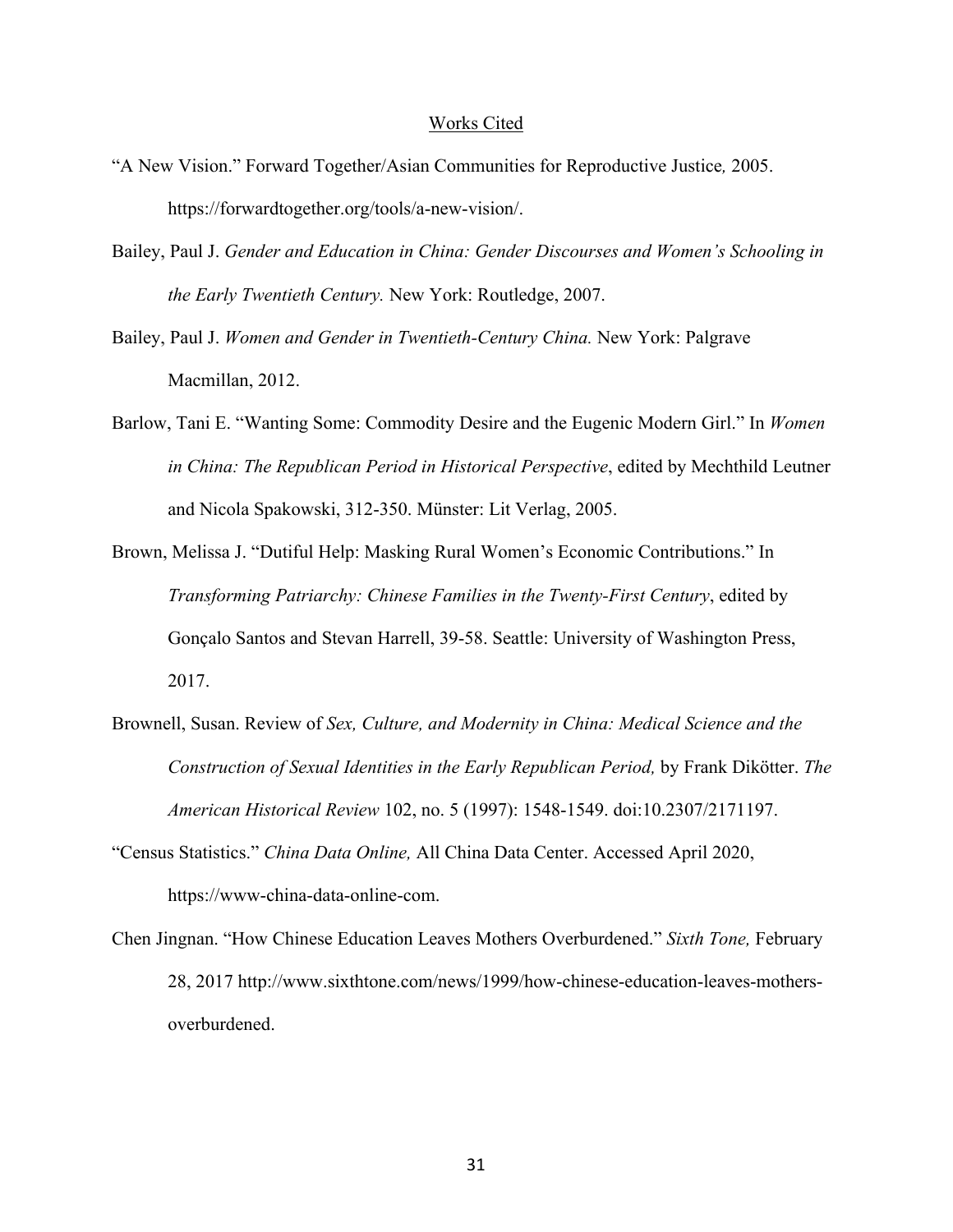# Works Cited

"A New Vision." Forward Together/Asian Communities for Reproductive Justice*,* 2005. https://forwardtogether.org/tools/a-new-vision/.

Bailey, Paul J. *Gender and Education in China: Gender Discourses and Women's Schooling in the Early Twentieth Century.* New York: Routledge, 2007.

Bailey, Paul J. *Women and Gender in Twentieth-Century China.* New York: Palgrave Macmillan, 2012.

Barlow, Tani E. "Wanting Some: Commodity Desire and the Eugenic Modern Girl." In *Women in China: The Republican Period in Historical Perspective*, edited by Mechthild Leutner and Nicola Spakowski, 312-350. Münster: Lit Verlag, 2005.

Brown, Melissa J. "Dutiful Help: Masking Rural Women's Economic Contributions." In *Transforming Patriarchy: Chinese Families in the Twenty-First Century*, edited by Gonçalo Santos and Stevan Harrell, 39-58. Seattle: University of Washington Press, 2017.

Brownell, Susan. Review of *Sex, Culture, and Modernity in China: Medical Science and the Construction of Sexual Identities in the Early Republican Period,* by Frank Dikötter. *The American Historical Review* 102, no. 5 (1997): 1548-1549. doi:10.2307/2171197.

"Census Statistics." *China Data Online,* All China Data Center. Accessed April 2020, https://www-china-data-online-com.

Chen Jingnan. "How Chinese Education Leaves Mothers Overburdened." *Sixth Tone,* February 28, 2017 http://www.sixthtone.com/news/1999/how-chinese-education-leaves-mothers-overburdened.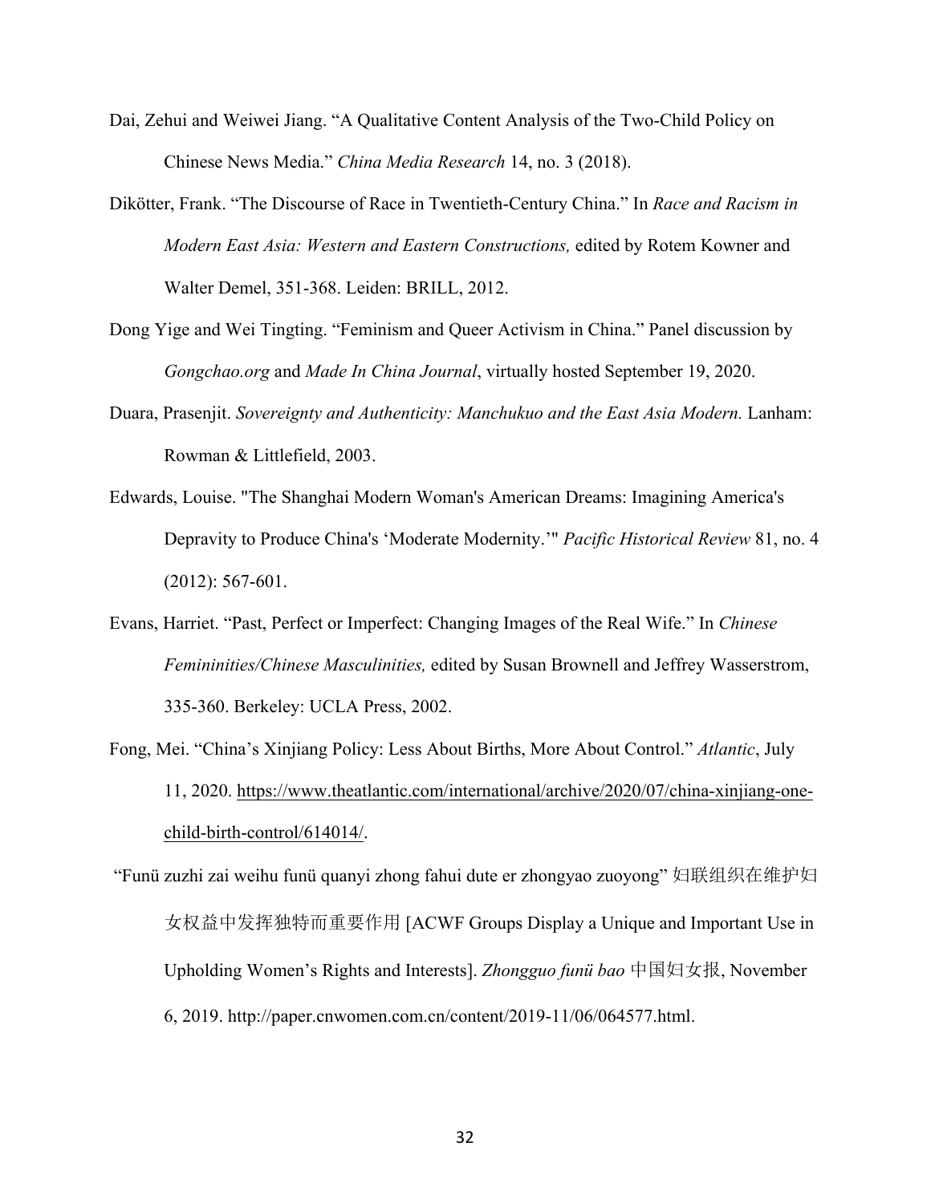Dai, Zehui and Weiwei Jiang. "A Qualitative Content Analysis of the Two-Child Policy on Chinese News Media." *China Media Research* 14, no. 3 (2018).

Dikötter, Frank. "The Discourse of Race in Twentieth-Century China." In *Race and Racism in Modern East Asia: Western and Eastern Constructions,* edited by Rotem Kowner and Walter Demel, 351-368. Leiden: BRILL, 2012.

Dong Yige and Wei Tingting. "Feminism and Queer Activism in China." Panel discussion by *Gongchao.org* and *Made In China Journal*, virtually hosted September 19, 2020.

Duara, Prasenjit. *Sovereignty and Authenticity: Manchukuo and the East Asia Modern.* Lanham: Rowman & Littlefield, 2003.

Edwards, Louise. "The Shanghai Modern Woman's American Dreams: Imagining America's Depravity to Produce China's 'Moderate Modernity.'" *Pacific Historical Review* 81, no. 4 (2012): 567-601.

Evans, Harriet. "Past, Perfect or Imperfect: Changing Images of the Real Wife." In *Chinese Femininities/Chinese Masculinities,* edited by Susan Brownell and Jeffrey Wasserstrom, 335-360. Berkeley: UCLA Press, 2002.

Fong, Mei. "China's Xinjiang Policy: Less About Births, More About Control." *Atlantic*, July 11, 2020. https://www.theatlantic.com/international/archive/2020/07/china-xinjiang-one-child-birth-control/614014/.

"Funü zuzhi zai weihu funü quanyi zhong fahui dute er zhongyao zuoyong" 妇联组织在维护妇女权益中发挥独特而重要作用 [ACWF Groups Display a Unique and Important Use in Upholding Women's Rights and Interests]. *Zhongguo funü bao* 中国妇女报, November 6, 2019. http://paper.cnwomen.com.cn/content/2019-11/06/064577.html.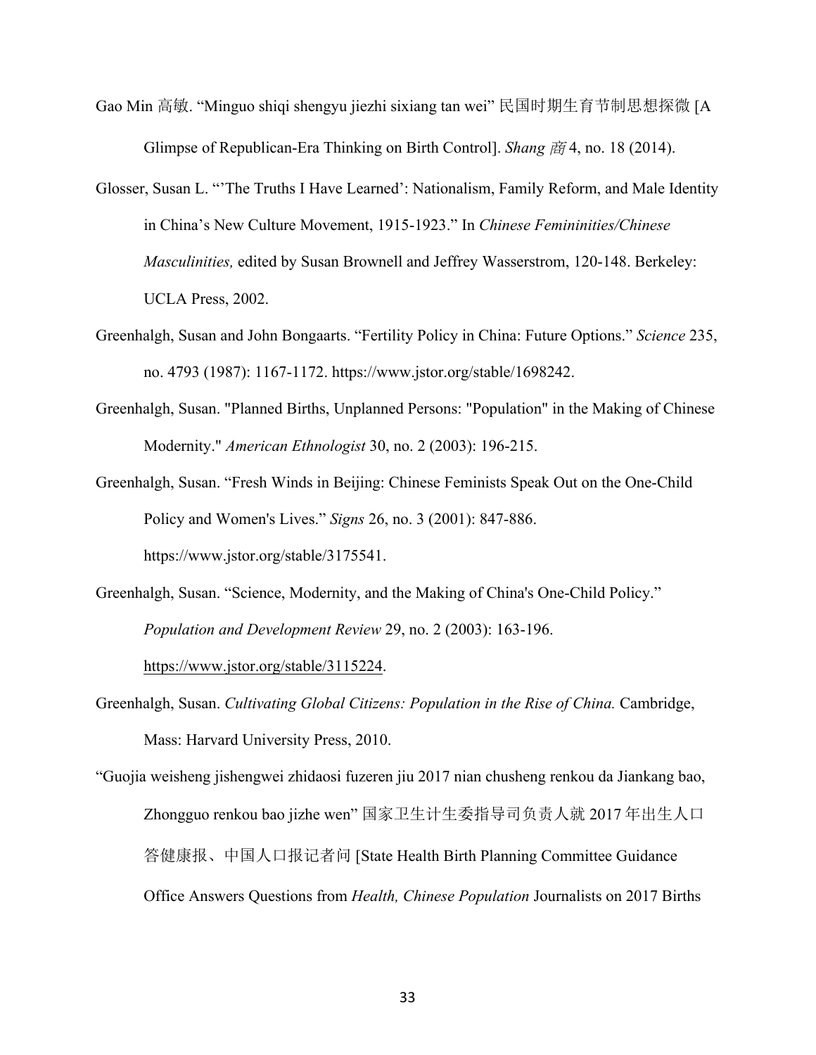Gao Min 高敏. "Minguo shiqi shengyu jiezhi sixiang tan wei" 民国时期生育节制思想探微 [A Glimpse of Republican-Era Thinking on Birth Control]. *Shang 商* 4, no. 18 (2014).

Glosser, Susan L. "'The Truths I Have Learned': Nationalism, Family Reform, and Male Identity in China's New Culture Movement, 1915-1923." In *Chinese Femininities/Chinese Masculinities,* edited by Susan Brownell and Jeffrey Wasserstrom, 120-148. Berkeley: UCLA Press, 2002.

Greenhalgh, Susan and John Bongaarts. "Fertility Policy in China: Future Options." *Science* 235, no. 4793 (1987): 1167-1172. https://www.jstor.org/stable/1698242.

Greenhalgh, Susan. "Planned Births, Unplanned Persons: "Population" in the Making of Chinese Modernity." *American Ethnologist* 30, no. 2 (2003): 196-215.

Greenhalgh, Susan. "Fresh Winds in Beijing: Chinese Feminists Speak Out on the One-Child Policy and Women's Lives." *Signs* 26, no. 3 (2001): 847-886. https://www.jstor.org/stable/3175541.

Greenhalgh, Susan. "Science, Modernity, and the Making of China's One-Child Policy." *Population and Development Review* 29, no. 2 (2003): 163-196. https://www.jstor.org/stable/3115224.

Greenhalgh, Susan. *Cultivating Global Citizens: Population in the Rise of China.* Cambridge, Mass: Harvard University Press, 2010.

"Guojia weisheng jishengwei zhidaosi fuzeren jiu 2017 nian chusheng renkou da Jiankang bao, Zhongguo renkou bao jizhe wen" 国家卫生计生委指导司负责人就 2017 年出生人口答健康报、中国人口报记者问 [State Health Birth Planning Committee Guidance Office Answers Questions from *Health, Chinese Population* Journalists on 2017 Births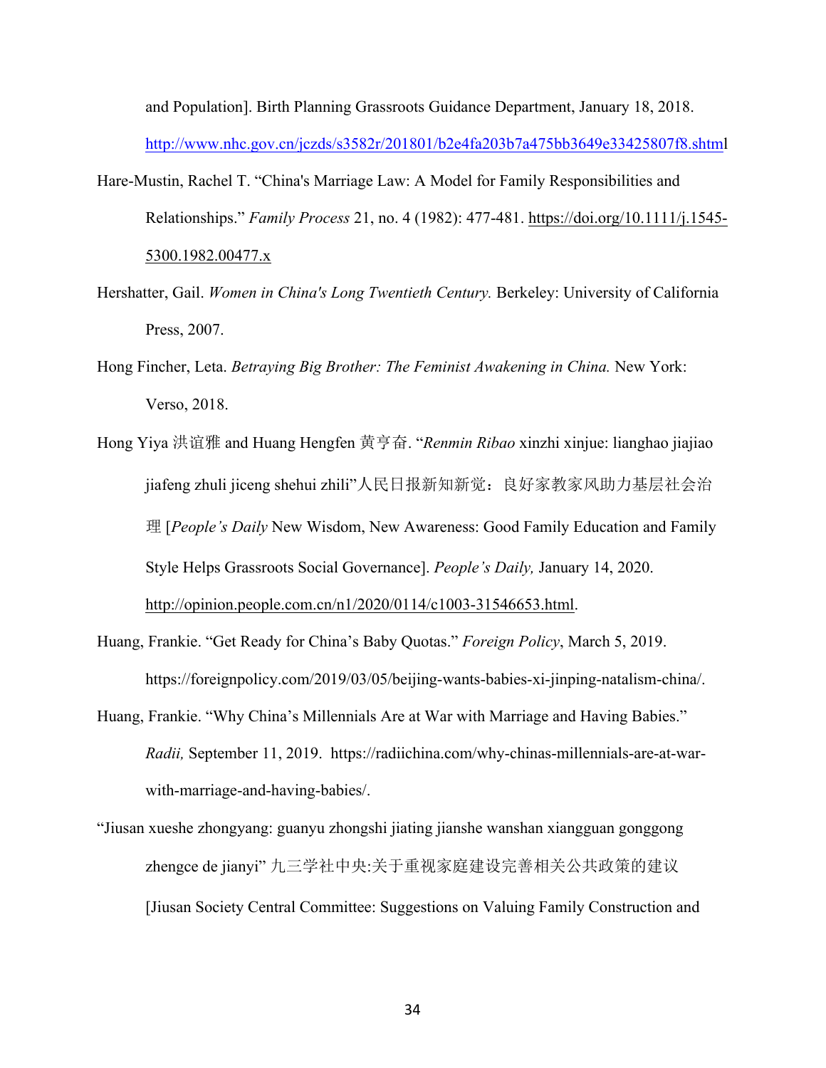and Population]. Birth Planning Grassroots Guidance Department, January 18, 2018. http://www.nhc.gov.cn/jczds/s3582r/201801/b2e4fa203b7a475bb3649e33425807f8.shtml

Hare-Mustin, Rachel T. "China's Marriage Law: A Model for Family Responsibilities and Relationships." *Family Process* 21, no. 4 (1982): 477-481. https://doi.org/10.1111/j.1545-5300.1982.00477.x

Hershatter, Gail. *Women in China's Long Twentieth Century.* Berkeley: University of California Press, 2007.

Hong Fincher, Leta. *Betraying Big Brother: The Feminist Awakening in China.* New York: Verso, 2018.

Hong Yiya 洪谊雅 and Huang Hengfen 黄亨奋. "*Renmin Ribao* xinzhi xinjue: lianghao jiajiao jiafeng zhuli jiceng shehui zhili"人民日报新知新觉：良好家教家风助力基层社会治理 [*People's Daily* New Wisdom, New Awareness: Good Family Education and Family Style Helps Grassroots Social Governance]. *People's Daily,* January 14, 2020. http://opinion.people.com.cn/n1/2020/0114/c1003-31546653.html.

Huang, Frankie. "Get Ready for China's Baby Quotas." *Foreign Policy*, March 5, 2019. https://foreignpolicy.com/2019/03/05/beijing-wants-babies-xi-jinping-natalism-china/.

Huang, Frankie. "Why China's Millennials Are at War with Marriage and Having Babies." *Radii,* September 11, 2019. https://radiichina.com/why-chinas-millennials-are-at-war-with-marriage-and-having-babies/.

"Jiusan xueshe zhongyang: guanyu zhongshi jiating jianshe wanshan xiangguan gonggong zhengce de jianyi" 九三学社中央:关于重视家庭建设完善相关公共政策的建议 [Jiusan Society Central Committee: Suggestions on Valuing Family Construction and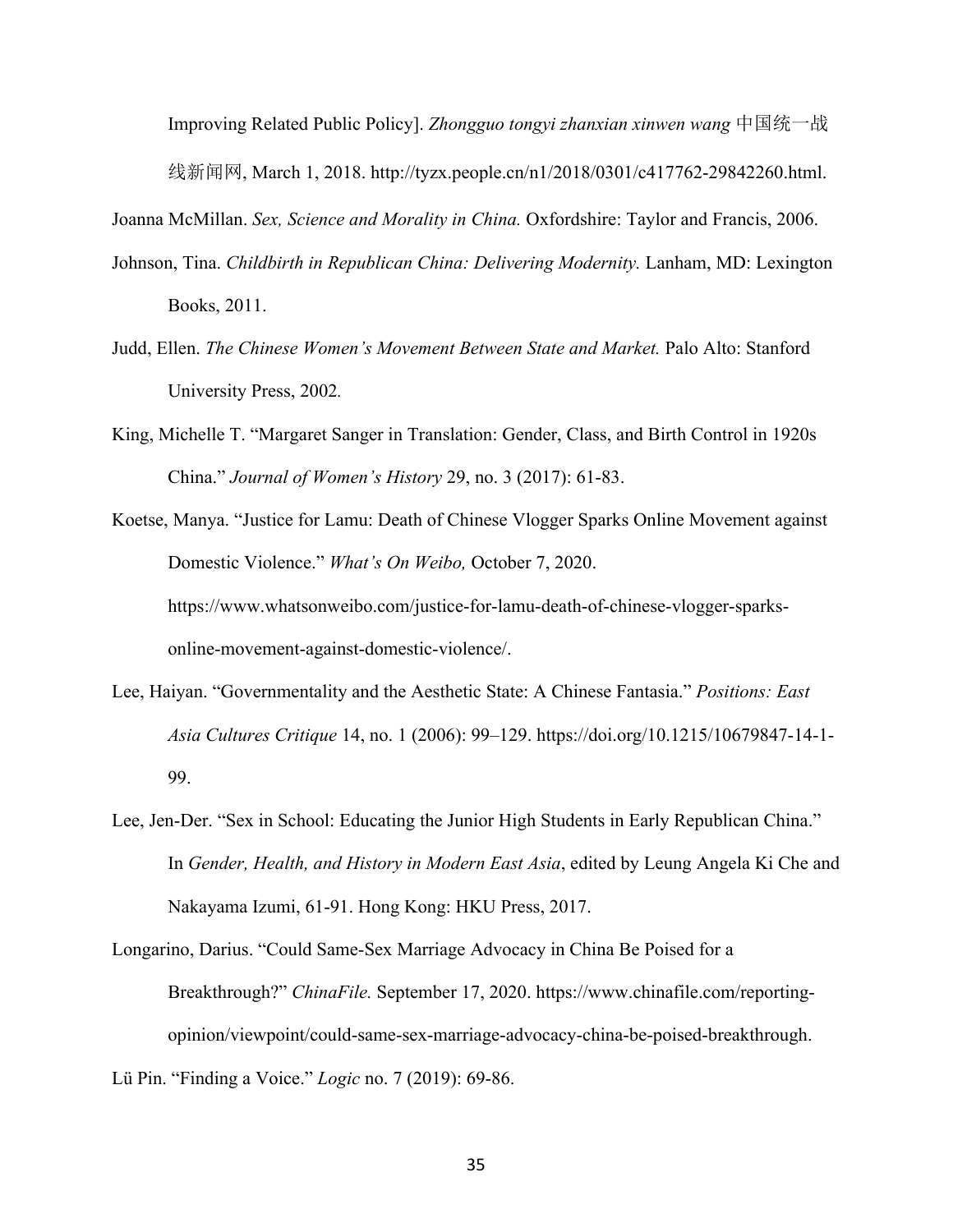Improving Related Public Policy]. *Zhongguo tongyi zhanxian xinwen wang* 中国统一战线新闻网, March 1, 2018. http://tyzx.people.cn/n1/2018/0301/c417762-29842260.html.

Joanna McMillan. *Sex, Science and Morality in China.* Oxfordshire: Taylor and Francis, 2006.

Johnson, Tina. *Childbirth in Republican China: Delivering Modernity.* Lanham, MD: Lexington Books, 2011.

Judd, Ellen. *The Chinese Women's Movement Between State and Market.* Palo Alto: Stanford University Press, 2002*.*

King, Michelle T. "Margaret Sanger in Translation: Gender, Class, and Birth Control in 1920s China." *Journal of Women's History* 29, no. 3 (2017): 61-83.

Koetse, Manya. "Justice for Lamu: Death of Chinese Vlogger Sparks Online Movement against Domestic Violence." *What's On Weibo,* October 7, 2020. https://www.whatsonweibo.com/justice-for-lamu-death-of-chinese-vlogger-sparks-online-movement-against-domestic-violence/.

Lee, Haiyan. "Governmentality and the Aesthetic State: A Chinese Fantasia." *Positions: East Asia Cultures Critique* 14, no. 1 (2006): 99–129. https://doi.org/10.1215/10679847-14-1-99.

Lee, Jen-Der. "Sex in School: Educating the Junior High Students in Early Republican China." In *Gender, Health, and History in Modern East Asia*, edited by Leung Angela Ki Che and Nakayama Izumi, 61-91. Hong Kong: HKU Press, 2017.

Longarino, Darius. "Could Same-Sex Marriage Advocacy in China Be Poised for a Breakthrough?" *ChinaFile.* September 17, 2020. https://www.chinafile.com/reporting-opinion/viewpoint/could-same-sex-marriage-advocacy-china-be-poised-breakthrough.

Lü Pin. "Finding a Voice." *Logic* no. 7 (2019): 69-86.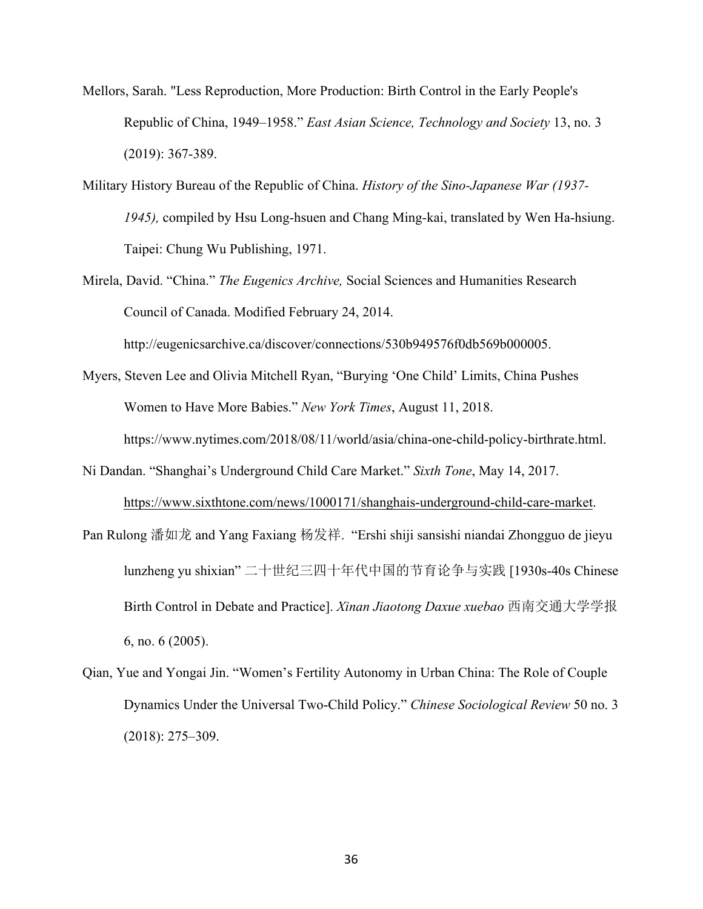Mellors, Sarah. "Less Reproduction, More Production: Birth Control in the Early People's Republic of China, 1949–1958." *East Asian Science, Technology and Society* 13, no. 3 (2019): 367-389.

Military History Bureau of the Republic of China. *History of the Sino-Japanese War (1937-1945),* compiled by Hsu Long-hsuen and Chang Ming-kai, translated by Wen Ha-hsiung. Taipei: Chung Wu Publishing, 1971.

Mirela, David. "China." *The Eugenics Archive,* Social Sciences and Humanities Research Council of Canada. Modified February 24, 2014. http://eugenicsarchive.ca/discover/connections/530b949576f0db569b000005.

Myers, Steven Lee and Olivia Mitchell Ryan, "Burying 'One Child' Limits, China Pushes Women to Have More Babies." *New York Times*, August 11, 2018. https://www.nytimes.com/2018/08/11/world/asia/china-one-child-policy-birthrate.html.

Ni Dandan. "Shanghai's Underground Child Care Market." *Sixth Tone*, May 14, 2017. https://www.sixthtone.com/news/1000171/shanghais-underground-child-care-market.

Pan Rulong 潘如龙 and Yang Faxiang 杨发祥. "Ershi shiji sansishi niandai Zhongguo de jieyu lunzheng yu shixian" 二十世纪三四十年代中国的节育论争与实践 [1930s-40s Chinese Birth Control in Debate and Practice]. *Xinan Jiaotong Daxue xuebao* 西南交通大学学报 6, no. 6 (2005).

Qian, Yue and Yongai Jin. "Women's Fertility Autonomy in Urban China: The Role of Couple Dynamics Under the Universal Two-Child Policy." *Chinese Sociological Review* 50 no. 3 (2018): 275–309.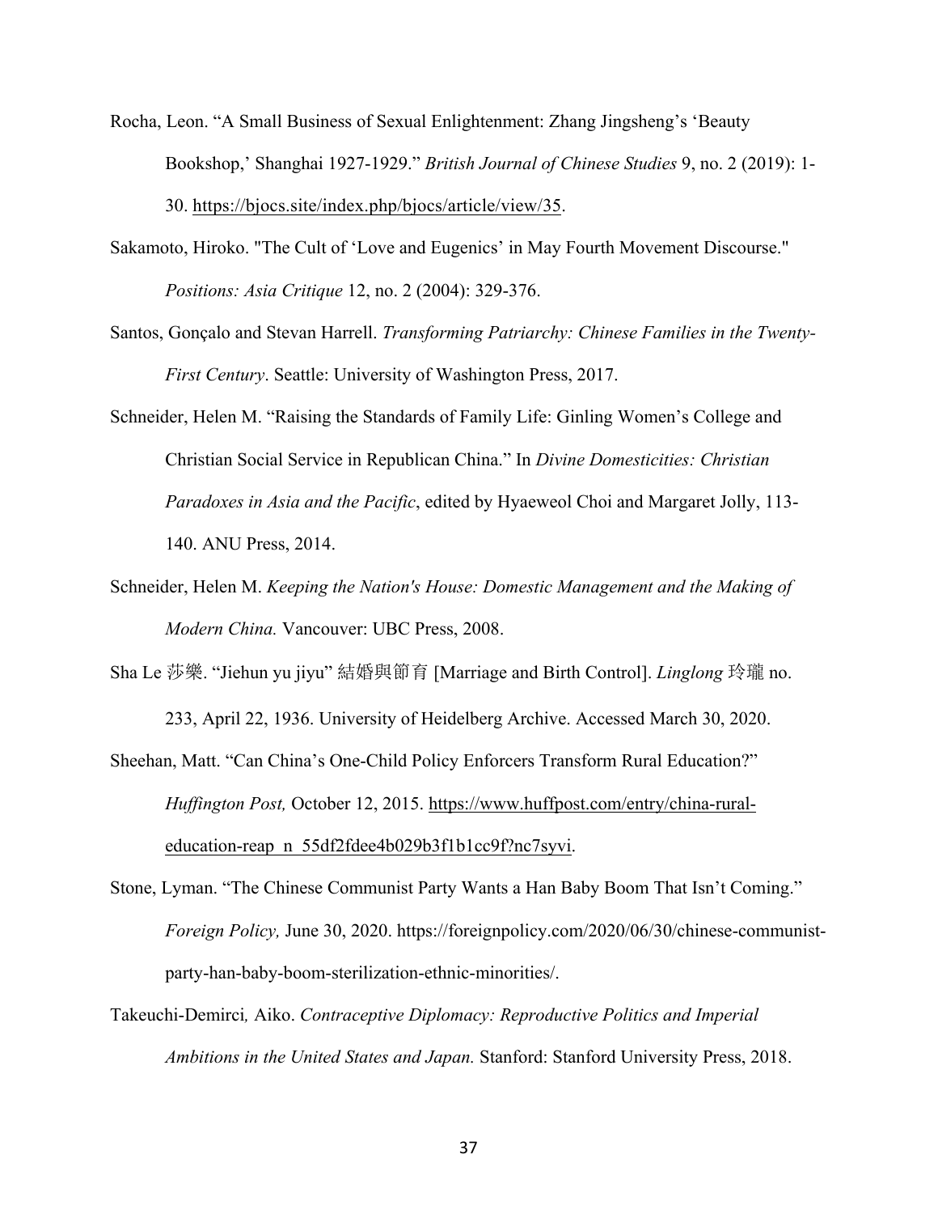Rocha, Leon. "A Small Business of Sexual Enlightenment: Zhang Jingsheng's 'Beauty Bookshop,' Shanghai 1927-1929." *British Journal of Chinese Studies* 9, no. 2 (2019): 1-30. https://bjocs.site/index.php/bjocs/article/view/35.

Sakamoto, Hiroko. "The Cult of 'Love and Eugenics' in May Fourth Movement Discourse." *Positions: Asia Critique* 12, no. 2 (2004): 329-376.

Santos, Gonçalo and Stevan Harrell. *Transforming Patriarchy: Chinese Families in the Twenty-First Century*. Seattle: University of Washington Press, 2017.

Schneider, Helen M. "Raising the Standards of Family Life: Ginling Women's College and Christian Social Service in Republican China." In *Divine Domesticities: Christian Paradoxes in Asia and the Pacific*, edited by Hyaeweol Choi and Margaret Jolly, 113-140. ANU Press, 2014.

Schneider, Helen M. *Keeping the Nation's House: Domestic Management and the Making of Modern China.* Vancouver: UBC Press, 2008.

Sha Le 莎樂. "Jiehun yu jiyu" 結婚與節育 [Marriage and Birth Control]. *Linglong* 玲瓏 no. 233, April 22, 1936. University of Heidelberg Archive. Accessed March 30, 2020.

Sheehan, Matt. "Can China's One-Child Policy Enforcers Transform Rural Education?" *Huffington Post,* October 12, 2015. https://www.huffpost.com/entry/china-rural-education-reap_n_55df2fdee4b029b3f1b1cc9f?nc7syvi.

Stone, Lyman. "The Chinese Communist Party Wants a Han Baby Boom That Isn't Coming." *Foreign Policy,* June 30, 2020. https://foreignpolicy.com/2020/06/30/chinese-communist-party-han-baby-boom-sterilization-ethnic-minorities/.

Takeuchi-Demirci*,* Aiko. *Contraceptive Diplomacy: Reproductive Politics and Imperial Ambitions in the United States and Japan.* Stanford: Stanford University Press, 2018.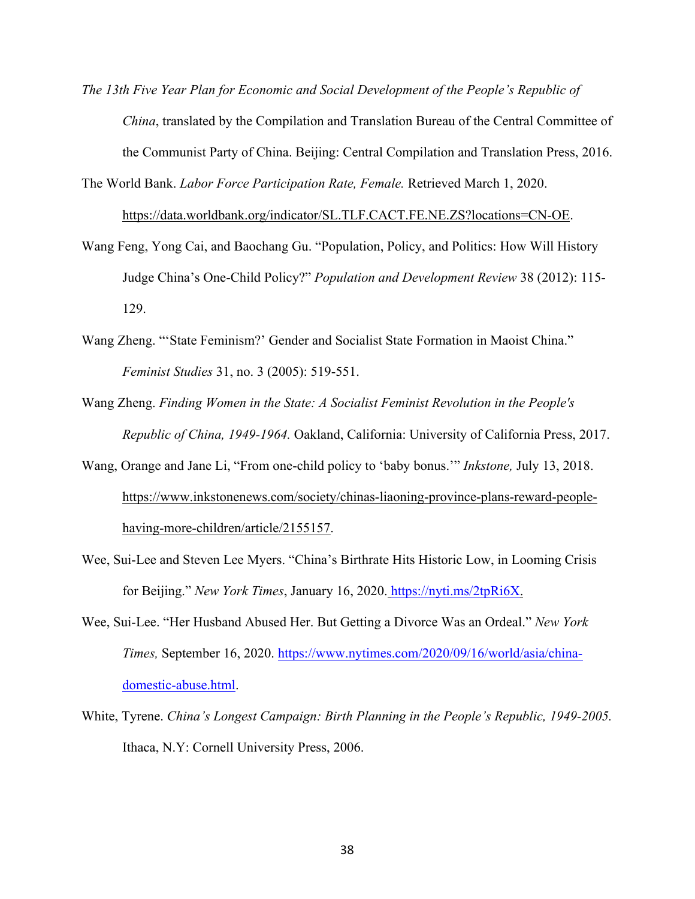*The 13th Five Year Plan for Economic and Social Development of the People's Republic of China*, translated by the Compilation and Translation Bureau of the Central Committee of the Communist Party of China. Beijing: Central Compilation and Translation Press, 2016.

The World Bank. *Labor Force Participation Rate, Female.* Retrieved March 1, 2020. https://data.worldbank.org/indicator/SL.TLF.CACT.FE.NE.ZS?locations=CN-OE.

Wang Feng, Yong Cai, and Baochang Gu. "Population, Policy, and Politics: How Will History Judge China's One-Child Policy?" *Population and Development Review* 38 (2012): 115-129.

Wang Zheng. "'State Feminism?' Gender and Socialist State Formation in Maoist China." *Feminist Studies* 31, no. 3 (2005): 519-551.

Wang Zheng. *Finding Women in the State: A Socialist Feminist Revolution in the People's Republic of China, 1949-1964.* Oakland, California: University of California Press, 2017.

Wang, Orange and Jane Li, "From one-child policy to 'baby bonus.'" *Inkstone,* July 13, 2018. https://www.inkstonenews.com/society/chinas-liaoning-province-plans-reward-people-having-more-children/article/2155157.

Wee, Sui-Lee and Steven Lee Myers. "China's Birthrate Hits Historic Low, in Looming Crisis for Beijing." *New York Times*, January 16, 2020. https://nyti.ms/2tpRi6X.

Wee, Sui-Lee. "Her Husband Abused Her. But Getting a Divorce Was an Ordeal." *New York Times,* September 16, 2020. https://www.nytimes.com/2020/09/16/world/asia/china-domestic-abuse.html.

White, Tyrene. *China's Longest Campaign: Birth Planning in the People's Republic, 1949-2005.* Ithaca, N.Y: Cornell University Press, 2006.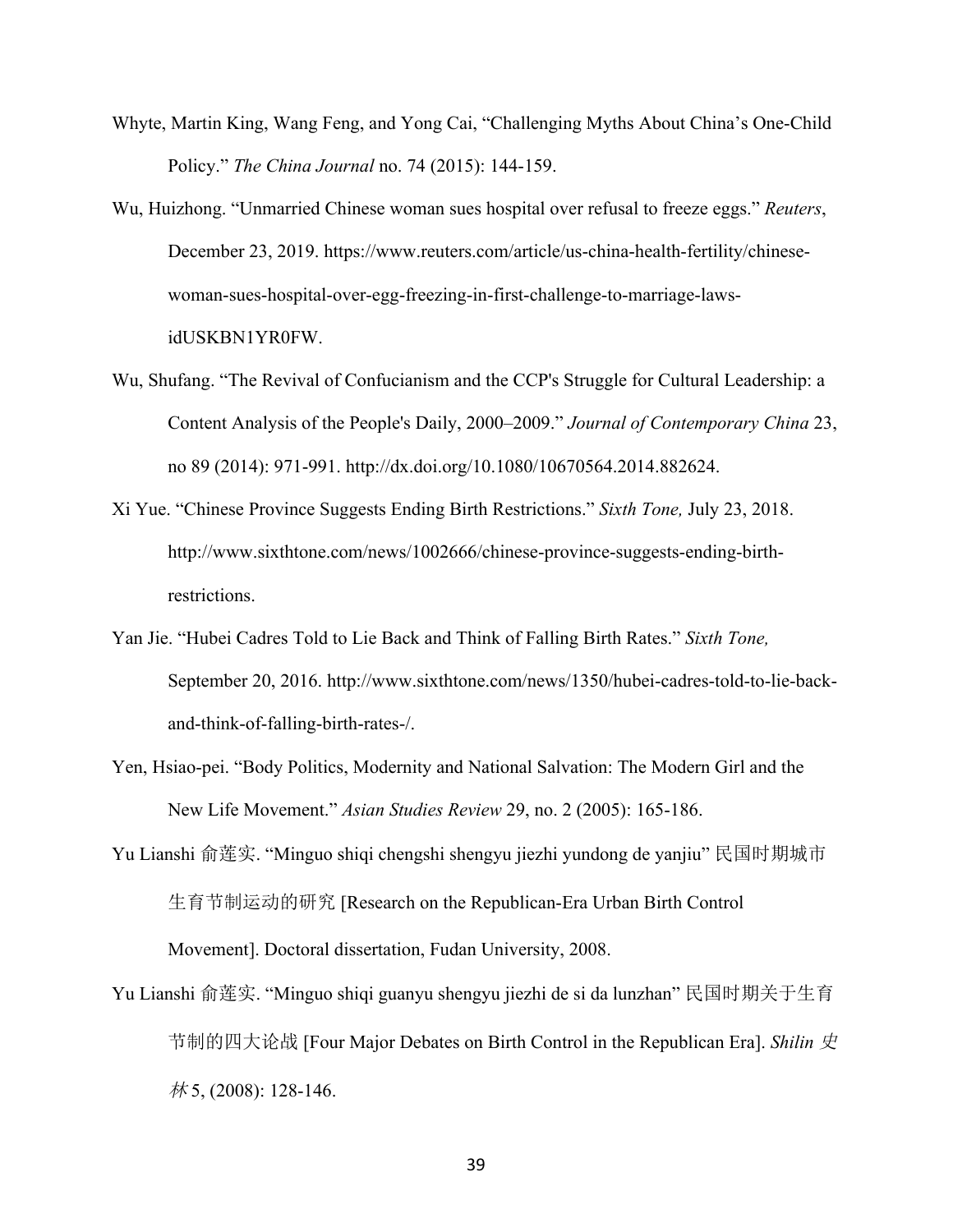Whyte, Martin King, Wang Feng, and Yong Cai, "Challenging Myths About China's One-Child Policy." *The China Journal* no. 74 (2015): 144-159.

Wu, Huizhong. "Unmarried Chinese woman sues hospital over refusal to freeze eggs." *Reuters*, December 23, 2019. https://www.reuters.com/article/us-china-health-fertility/chinese-woman-sues-hospital-over-egg-freezing-in-first-challenge-to-marriage-laws-idUSKBN1YR0FW.

Wu, Shufang. "The Revival of Confucianism and the CCP's Struggle for Cultural Leadership: a Content Analysis of the People's Daily, 2000–2009." *Journal of Contemporary China* 23, no 89 (2014): 971-991. http://dx.doi.org/10.1080/10670564.2014.882624.

Xi Yue. "Chinese Province Suggests Ending Birth Restrictions." *Sixth Tone,* July 23, 2018. http://www.sixthtone.com/news/1002666/chinese-province-suggests-ending-birth-restrictions.

Yan Jie. "Hubei Cadres Told to Lie Back and Think of Falling Birth Rates." *Sixth Tone,* September 20, 2016. http://www.sixthtone.com/news/1350/hubei-cadres-told-to-lie-back-and-think-of-falling-birth-rates-/.

Yen, Hsiao-pei. "Body Politics, Modernity and National Salvation: The Modern Girl and the New Life Movement." *Asian Studies Review* 29, no. 2 (2005): 165-186.

Yu Lianshi 俞莲实. "Minguo shiqi chengshi shengyu jiezhi yundong de yanjiu" 民国时期城市生育节制运动的研究 [Research on the Republican-Era Urban Birth Control Movement]. Doctoral dissertation, Fudan University, 2008.

Yu Lianshi 俞莲实. "Minguo shiqi guanyu shengyu jiezhi de si da lunzhan" 民国时期关于生育节制的四大论战 [Four Major Debates on Birth Control in the Republican Era]. *Shilin 史林* 5, (2008): 128-146.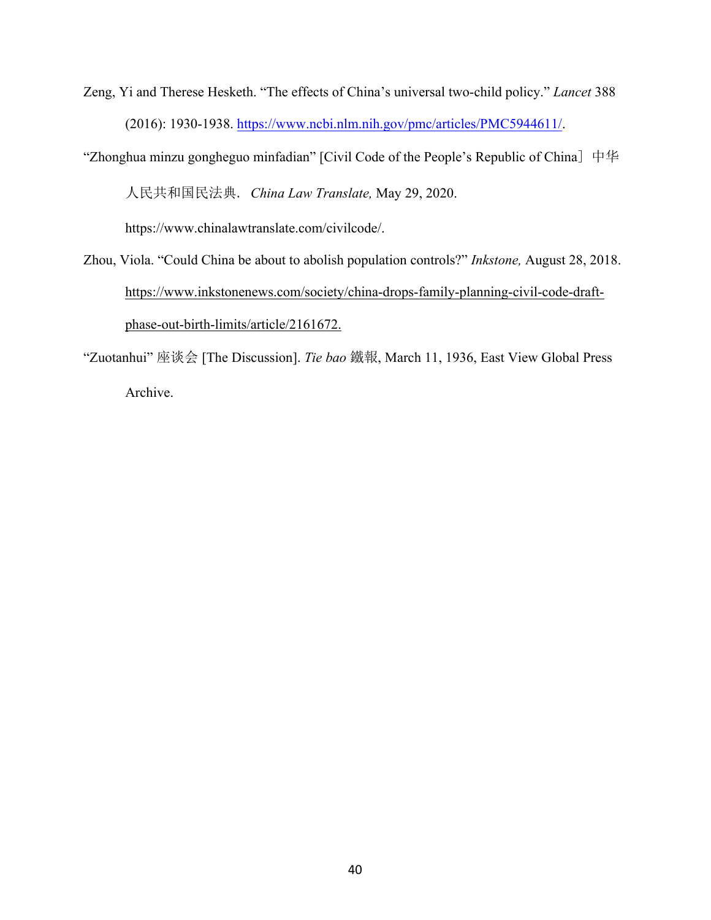Zeng, Yi and Therese Hesketh. "The effects of China's universal two-child policy." *Lancet* 388 (2016): 1930-1938. https://www.ncbi.nlm.nih.gov/pmc/articles/PMC5944611/.

"Zhonghua minzu gongheguo minfadian" [Civil Code of the People's Republic of China] 中华人民共和国民法典. *China Law Translate,* May 29, 2020. https://www.chinalawtranslate.com/civilcode/.

Zhou, Viola. "Could China be about to abolish population controls?" *Inkstone,* August 28, 2018. https://www.inkstonenews.com/society/china-drops-family-planning-civil-code-draft-phase-out-birth-limits/article/2161672.

"Zuotanhui" 座谈会 [The Discussion]. *Tie bao* 鐵報, March 11, 1936, East View Global Press Archive.